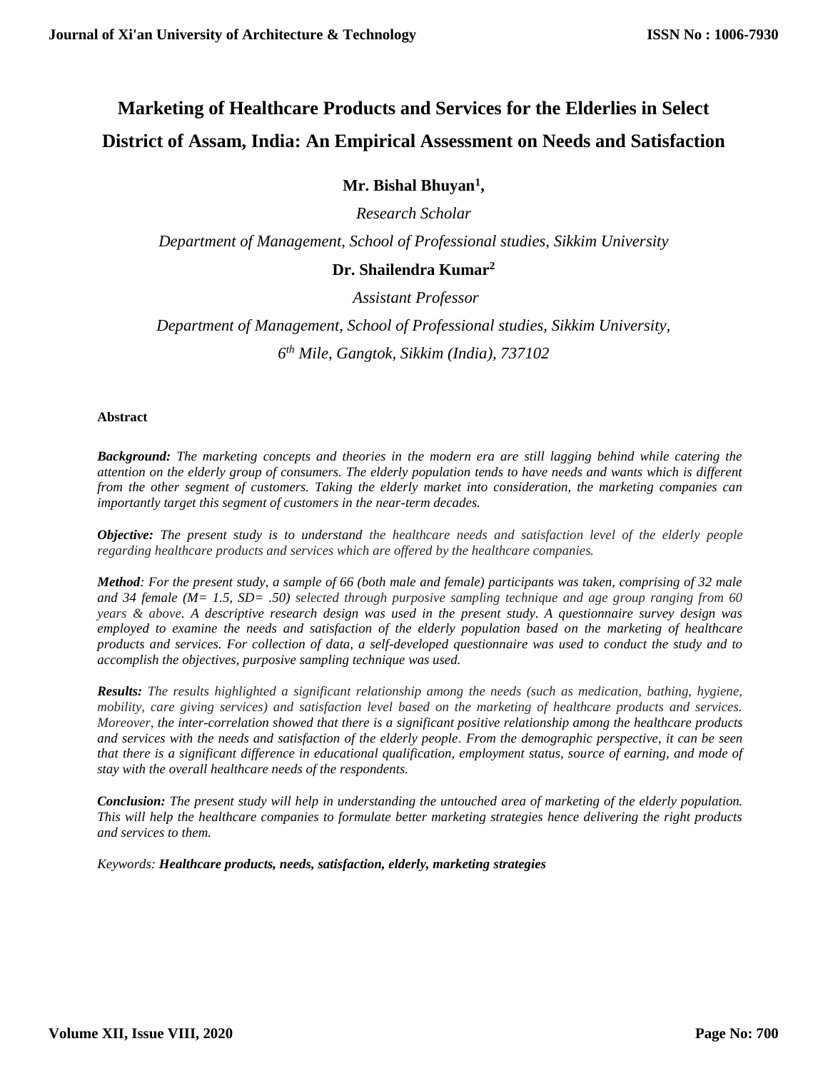# Marketing of Healthcare Products and Services for the Elderlies in Select District of Assam, India: An Empirical Assessment on Needs and Satisfaction

**Mr. Bishal Bhuyan[1],**

*Research Scholar*

*Department of Management, School of Professional studies, Sikkim University*

**Dr. Shailendra Kumar[2]**

*Assistant Professor*

*Department of Management, School of Professional studies, Sikkim University,*

*6th Mile, Gangtok, Sikkim (India), 737102*

**Abstract**

***Background:*** *The marketing concepts and theories in the modern era are still lagging behind while catering the attention on the elderly group of consumers. The elderly population tends to have needs and wants which is different from the other segment of customers. Taking the elderly market into consideration, the marketing companies can importantly target this segment of customers in the near-term decades.*

***Objective:*** *The present study is to understand the healthcare needs and satisfaction level of the elderly people regarding healthcare products and services which are offered by the healthcare companies.*

***Method****: For the present study, a sample of 66 (both male and female) participants was taken, comprising of 32 male and 34 female (M= 1.5, SD= .50) selected through purposive sampling technique and age group ranging from 60 years & above. A descriptive research design was used in the present study. A questionnaire survey design was employed to examine the needs and satisfaction of the elderly population based on the marketing of healthcare products and services. For collection of data, a self-developed questionnaire was used to conduct the study and to accomplish the objectives, purposive sampling technique was used.*

***Results:*** *The results highlighted a significant relationship among the needs (such as medication, bathing, hygiene, mobility, care giving services) and satisfaction level based on the marketing of healthcare products and services. Moreover, the inter-correlation showed that there is a significant positive relationship among the healthcare products and services with the needs and satisfaction of the elderly people. From the demographic perspective, it can be seen that there is a significant difference in educational qualification, employment status, source of earning, and mode of stay with the overall healthcare needs of the respondents.*

***Conclusion:*** *The present study will help in understanding the untouched area of marketing of the elderly population. This will help the healthcare companies to formulate better marketing strategies hence delivering the right products and services to them.*

*Keywords:* ***Healthcare products, needs, satisfaction, elderly, marketing strategies***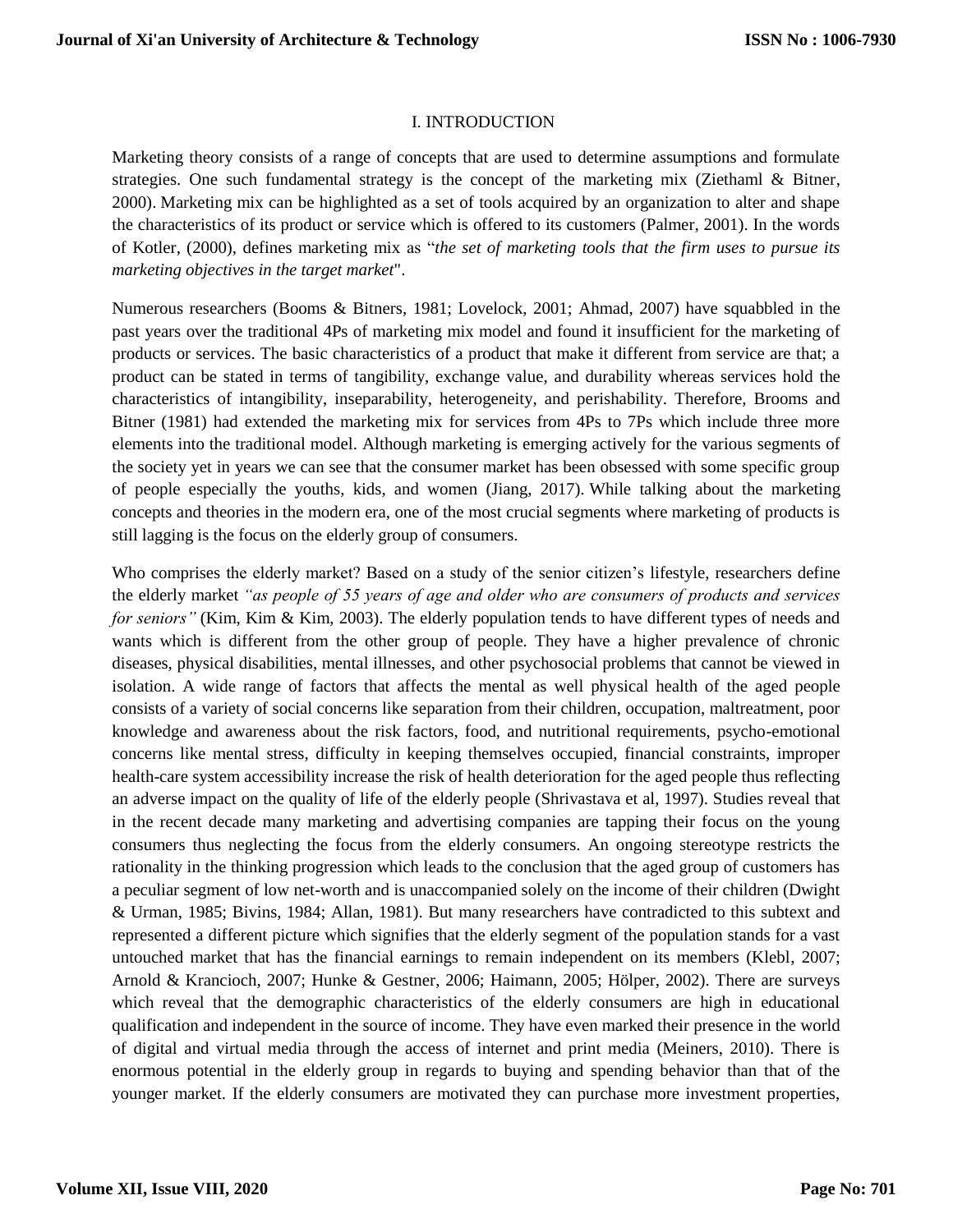## I. INTRODUCTION

Marketing theory consists of a range of concepts that are used to determine assumptions and formulate strategies. One such fundamental strategy is the concept of the marketing mix (Ziethaml & Bitner, 2000). Marketing mix can be highlighted as a set of tools acquired by an organization to alter and shape the characteristics of its product or service which is offered to its customers (Palmer, 2001). In the words of Kotler, (2000), defines marketing mix as "*the set of marketing tools that the firm uses to pursue its marketing objectives in the target market*".

Numerous researchers (Booms & Bitners, 1981; Lovelock, 2001; Ahmad, 2007) have squabbled in the past years over the traditional 4Ps of marketing mix model and found it insufficient for the marketing of products or services. The basic characteristics of a product that make it different from service are that; a product can be stated in terms of tangibility, exchange value, and durability whereas services hold the characteristics of intangibility, inseparability, heterogeneity, and perishability. Therefore, Brooms and Bitner (1981) had extended the marketing mix for services from 4Ps to 7Ps which include three more elements into the traditional model. Although marketing is emerging actively for the various segments of the society yet in years we can see that the consumer market has been obsessed with some specific group of people especially the youths, kids, and women (Jiang, 2017). While talking about the marketing concepts and theories in the modern era, one of the most crucial segments where marketing of products is still lagging is the focus on the elderly group of consumers.

Who comprises the elderly market? Based on a study of the senior citizen's lifestyle, researchers define the elderly market *"as people of 55 years of age and older who are consumers of products and services for seniors"* (Kim, Kim & Kim, 2003). The elderly population tends to have different types of needs and wants which is different from the other group of people. They have a higher prevalence of chronic diseases, physical disabilities, mental illnesses, and other psychosocial problems that cannot be viewed in isolation. A wide range of factors that affects the mental as well physical health of the aged people consists of a variety of social concerns like separation from their children, occupation, maltreatment, poor knowledge and awareness about the risk factors, food, and nutritional requirements, psycho-emotional concerns like mental stress, difficulty in keeping themselves occupied, financial constraints, improper health-care system accessibility increase the risk of health deterioration for the aged people thus reflecting an adverse impact on the quality of life of the elderly people (Shrivastava et al, 1997). Studies reveal that in the recent decade many marketing and advertising companies are tapping their focus on the young consumers thus neglecting the focus from the elderly consumers. An ongoing stereotype restricts the rationality in the thinking progression which leads to the conclusion that the aged group of customers has a peculiar segment of low net-worth and is unaccompanied solely on the income of their children (Dwight & Urman, 1985; Bivins, 1984; Allan, 1981). But many researchers have contradicted to this subtext and represented a different picture which signifies that the elderly segment of the population stands for a vast untouched market that has the financial earnings to remain independent on its members (Klebl, 2007; Arnold & Krancioch, 2007; Hunke & Gestner, 2006; Haimann, 2005; Hölper, 2002). There are surveys which reveal that the demographic characteristics of the elderly consumers are high in educational qualification and independent in the source of income. They have even marked their presence in the world of digital and virtual media through the access of internet and print media (Meiners, 2010). There is enormous potential in the elderly group in regards to buying and spending behavior than that of the younger market. If the elderly consumers are motivated they can purchase more investment properties,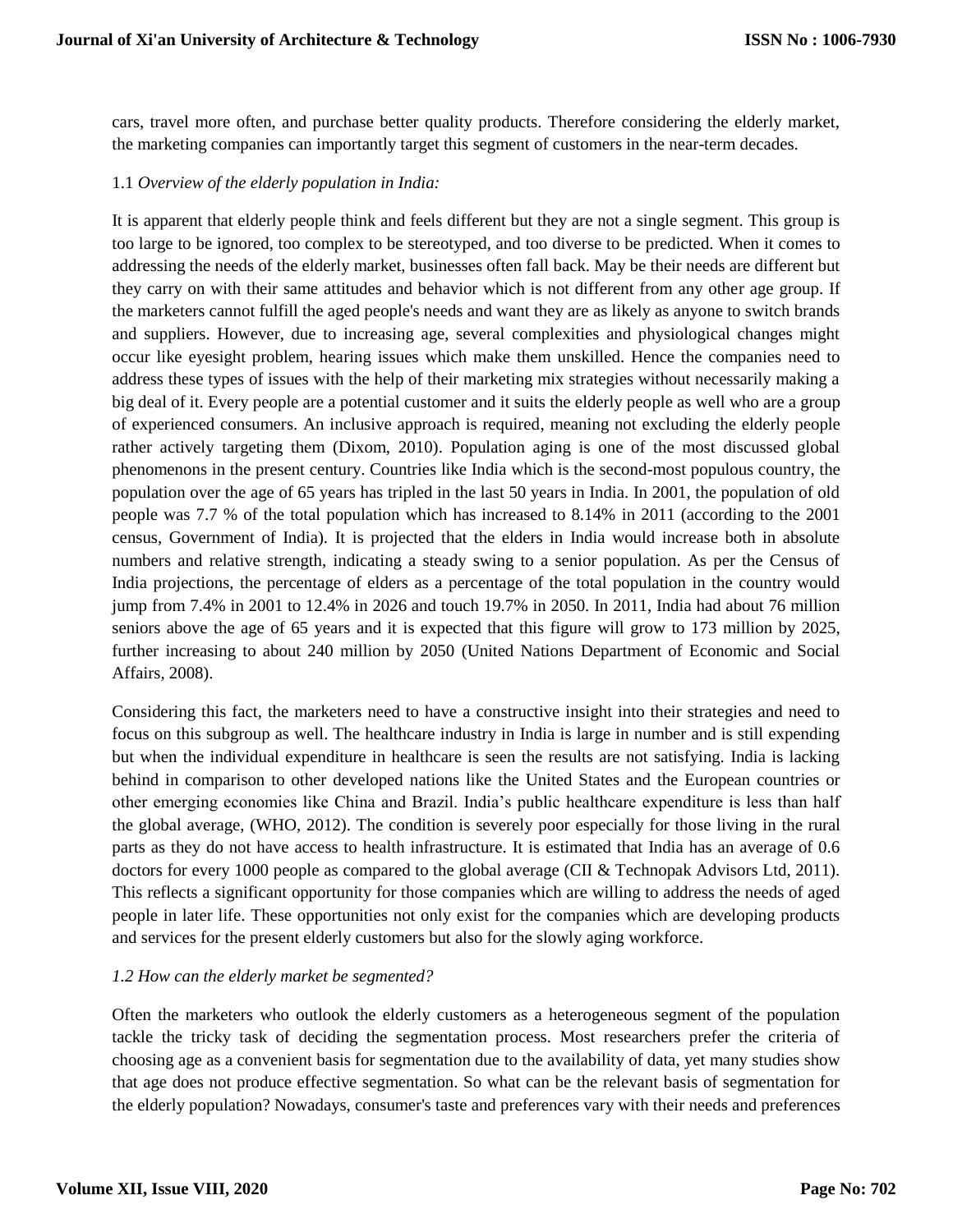cars, travel more often, and purchase better quality products. Therefore considering the elderly market, the marketing companies can importantly target this segment of customers in the near-term decades.

### 1.1 *Overview of the elderly population in India:*

It is apparent that elderly people think and feels different but they are not a single segment. This group is too large to be ignored, too complex to be stereotyped, and too diverse to be predicted. When it comes to addressing the needs of the elderly market, businesses often fall back. May be their needs are different but they carry on with their same attitudes and behavior which is not different from any other age group. If the marketers cannot fulfill the aged people's needs and want they are as likely as anyone to switch brands and suppliers. However, due to increasing age, several complexities and physiological changes might occur like eyesight problem, hearing issues which make them unskilled. Hence the companies need to address these types of issues with the help of their marketing mix strategies without necessarily making a big deal of it. Every people are a potential customer and it suits the elderly people as well who are a group of experienced consumers. An inclusive approach is required, meaning not excluding the elderly people rather actively targeting them (Dixom, 2010). Population aging is one of the most discussed global phenomenons in the present century. Countries like India which is the second-most populous country, the population over the age of 65 years has tripled in the last 50 years in India. In 2001, the population of old people was 7.7 % of the total population which has increased to 8.14% in 2011 (according to the 2001 census, Government of India). It is projected that the elders in India would increase both in absolute numbers and relative strength, indicating a steady swing to a senior population. As per the Census of India projections, the percentage of elders as a percentage of the total population in the country would jump from 7.4% in 2001 to 12.4% in 2026 and touch 19.7% in 2050. In 2011, India had about 76 million seniors above the age of 65 years and it is expected that this figure will grow to 173 million by 2025, further increasing to about 240 million by 2050 (United Nations Department of Economic and Social Affairs, 2008).

Considering this fact, the marketers need to have a constructive insight into their strategies and need to focus on this subgroup as well. The healthcare industry in India is large in number and is still expending but when the individual expenditure in healthcare is seen the results are not satisfying. India is lacking behind in comparison to other developed nations like the United States and the European countries or other emerging economies like China and Brazil. India's public healthcare expenditure is less than half the global average, (WHO, 2012). The condition is severely poor especially for those living in the rural parts as they do not have access to health infrastructure. It is estimated that India has an average of 0.6 doctors for every 1000 people as compared to the global average (CII & Technopak Advisors Ltd, 2011). This reflects a significant opportunity for those companies which are willing to address the needs of aged people in later life. These opportunities not only exist for the companies which are developing products and services for the present elderly customers but also for the slowly aging workforce.

### *1.2 How can the elderly market be segmented?*

Often the marketers who outlook the elderly customers as a heterogeneous segment of the population tackle the tricky task of deciding the segmentation process. Most researchers prefer the criteria of choosing age as a convenient basis for segmentation due to the availability of data, yet many studies show that age does not produce effective segmentation. So what can be the relevant basis of segmentation for the elderly population? Nowadays, consumer's taste and preferences vary with their needs and preferences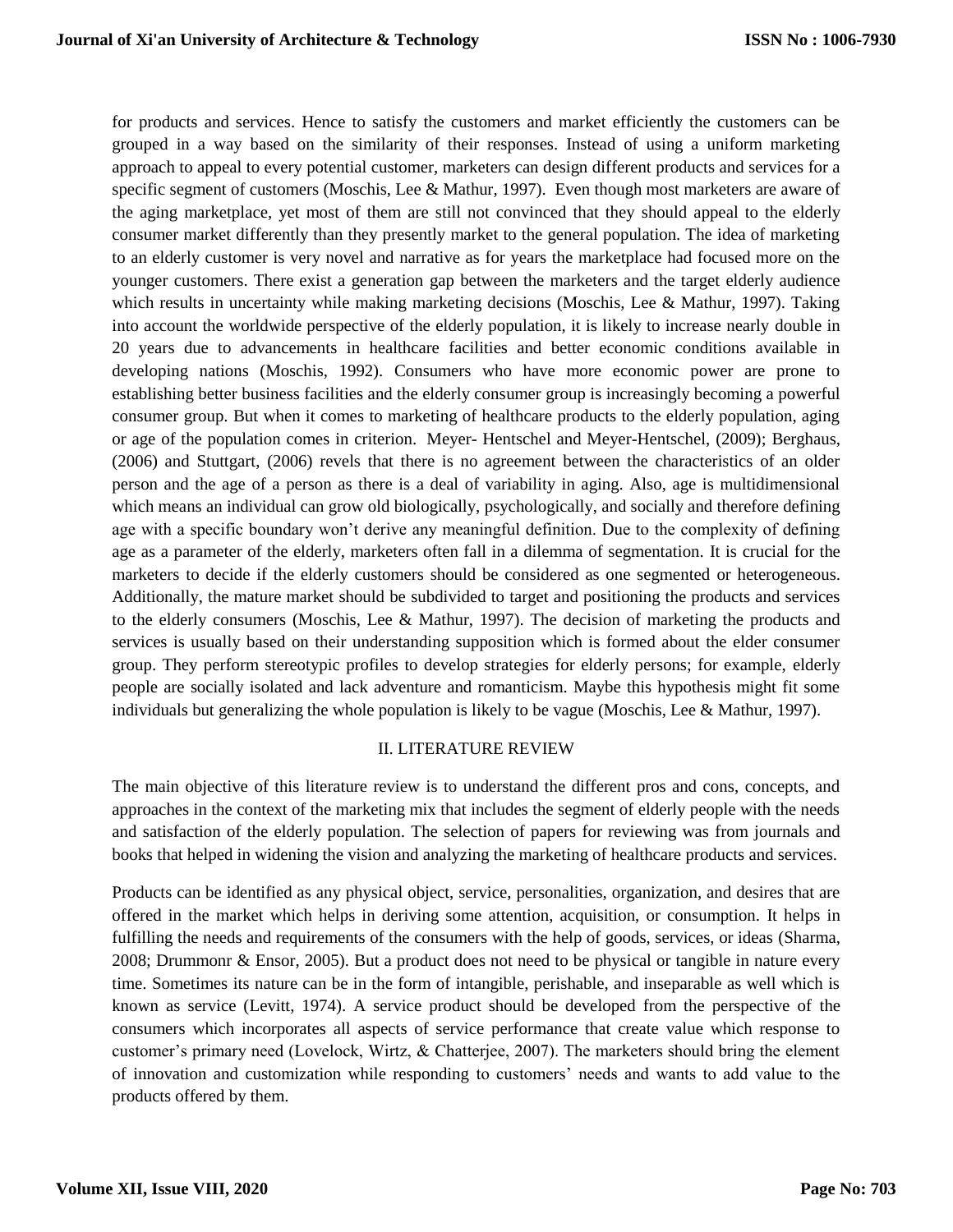for products and services. Hence to satisfy the customers and market efficiently the customers can be grouped in a way based on the similarity of their responses. Instead of using a uniform marketing approach to appeal to every potential customer, marketers can design different products and services for a specific segment of customers (Moschis, Lee & Mathur, 1997). Even though most marketers are aware of the aging marketplace, yet most of them are still not convinced that they should appeal to the elderly consumer market differently than they presently market to the general population. The idea of marketing to an elderly customer is very novel and narrative as for years the marketplace had focused more on the younger customers. There exist a generation gap between the marketers and the target elderly audience which results in uncertainty while making marketing decisions (Moschis, Lee & Mathur, 1997). Taking into account the worldwide perspective of the elderly population, it is likely to increase nearly double in 20 years due to advancements in healthcare facilities and better economic conditions available in developing nations (Moschis, 1992). Consumers who have more economic power are prone to establishing better business facilities and the elderly consumer group is increasingly becoming a powerful consumer group. But when it comes to marketing of healthcare products to the elderly population, aging or age of the population comes in criterion. Meyer- Hentschel and Meyer-Hentschel, (2009); Berghaus, (2006) and Stuttgart, (2006) revels that there is no agreement between the characteristics of an older person and the age of a person as there is a deal of variability in aging. Also, age is multidimensional which means an individual can grow old biologically, psychologically, and socially and therefore defining age with a specific boundary won't derive any meaningful definition. Due to the complexity of defining age as a parameter of the elderly, marketers often fall in a dilemma of segmentation. It is crucial for the marketers to decide if the elderly customers should be considered as one segmented or heterogeneous. Additionally, the mature market should be subdivided to target and positioning the products and services to the elderly consumers (Moschis, Lee & Mathur, 1997). The decision of marketing the products and services is usually based on their understanding supposition which is formed about the elder consumer group. They perform stereotypic profiles to develop strategies for elderly persons; for example, elderly people are socially isolated and lack adventure and romanticism. Maybe this hypothesis might fit some individuals but generalizing the whole population is likely to be vague (Moschis, Lee & Mathur, 1997).

## II. LITERATURE REVIEW

The main objective of this literature review is to understand the different pros and cons, concepts, and approaches in the context of the marketing mix that includes the segment of elderly people with the needs and satisfaction of the elderly population. The selection of papers for reviewing was from journals and books that helped in widening the vision and analyzing the marketing of healthcare products and services.

Products can be identified as any physical object, service, personalities, organization, and desires that are offered in the market which helps in deriving some attention, acquisition, or consumption. It helps in fulfilling the needs and requirements of the consumers with the help of goods, services, or ideas (Sharma, 2008; Drummonr & Ensor, 2005). But a product does not need to be physical or tangible in nature every time. Sometimes its nature can be in the form of intangible, perishable, and inseparable as well which is known as service (Levitt, 1974). A service product should be developed from the perspective of the consumers which incorporates all aspects of service performance that create value which response to customer's primary need (Lovelock, Wirtz, & Chatterjee, 2007). The marketers should bring the element of innovation and customization while responding to customers' needs and wants to add value to the products offered by them.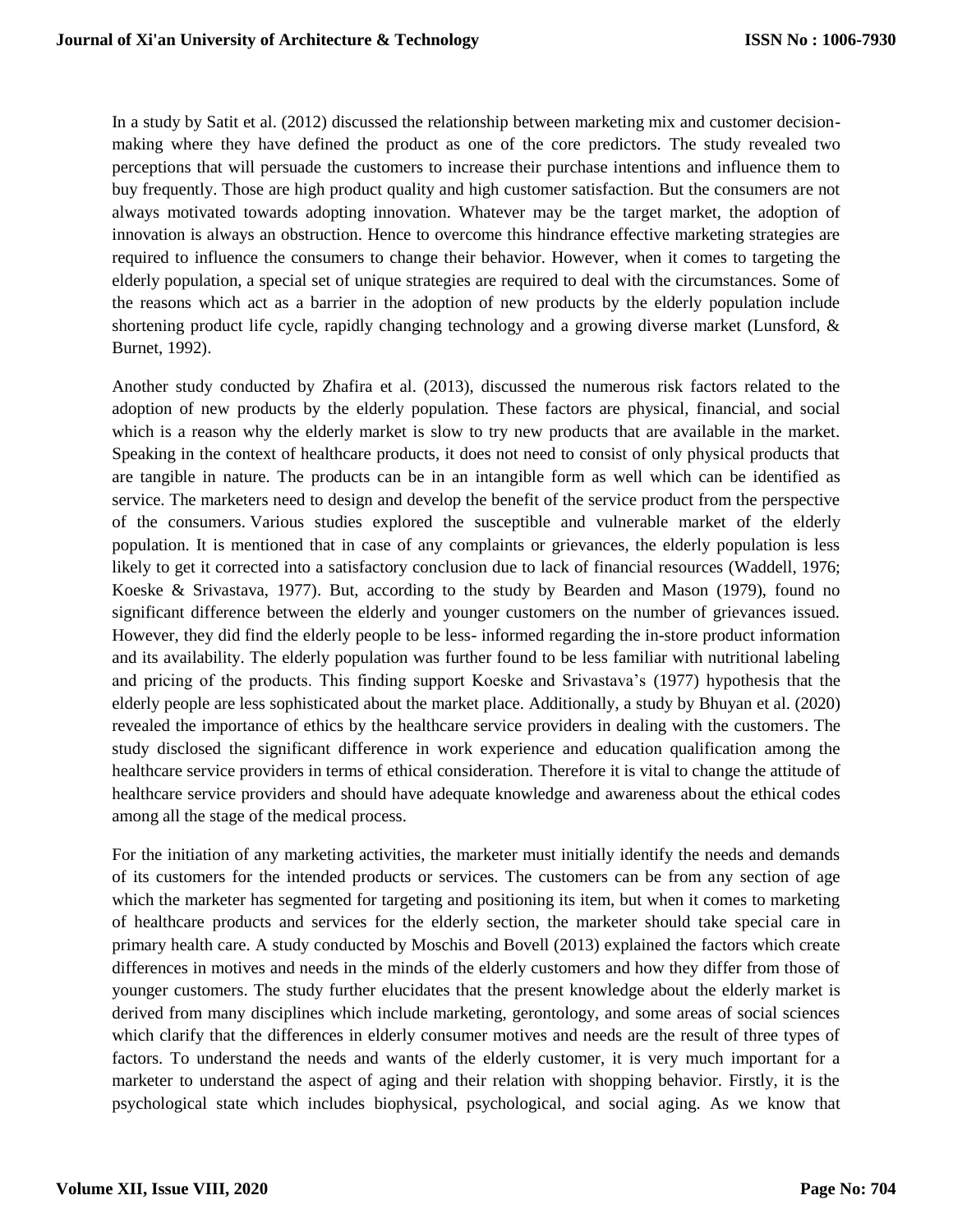In a study by Satit et al. (2012) discussed the relationship between marketing mix and customer decision-making where they have defined the product as one of the core predictors. The study revealed two perceptions that will persuade the customers to increase their purchase intentions and influence them to buy frequently. Those are high product quality and high customer satisfaction. But the consumers are not always motivated towards adopting innovation. Whatever may be the target market, the adoption of innovation is always an obstruction. Hence to overcome this hindrance effective marketing strategies are required to influence the consumers to change their behavior. However, when it comes to targeting the elderly population, a special set of unique strategies are required to deal with the circumstances. Some of the reasons which act as a barrier in the adoption of new products by the elderly population include shortening product life cycle, rapidly changing technology and a growing diverse market (Lunsford, & Burnet, 1992).

Another study conducted by Zhafira et al. (2013), discussed the numerous risk factors related to the adoption of new products by the elderly population. These factors are physical, financial, and social which is a reason why the elderly market is slow to try new products that are available in the market. Speaking in the context of healthcare products, it does not need to consist of only physical products that are tangible in nature. The products can be in an intangible form as well which can be identified as service. The marketers need to design and develop the benefit of the service product from the perspective of the consumers. Various studies explored the susceptible and vulnerable market of the elderly population. It is mentioned that in case of any complaints or grievances, the elderly population is less likely to get it corrected into a satisfactory conclusion due to lack of financial resources (Waddell, 1976; Koeske & Srivastava, 1977). But, according to the study by Bearden and Mason (1979), found no significant difference between the elderly and younger customers on the number of grievances issued. However, they did find the elderly people to be less- informed regarding the in-store product information and its availability. The elderly population was further found to be less familiar with nutritional labeling and pricing of the products. This finding support Koeske and Srivastava's (1977) hypothesis that the elderly people are less sophisticated about the market place. Additionally, a study by Bhuyan et al. (2020) revealed the importance of ethics by the healthcare service providers in dealing with the customers. The study disclosed the significant difference in work experience and education qualification among the healthcare service providers in terms of ethical consideration. Therefore it is vital to change the attitude of healthcare service providers and should have adequate knowledge and awareness about the ethical codes among all the stage of the medical process.

For the initiation of any marketing activities, the marketer must initially identify the needs and demands of its customers for the intended products or services. The customers can be from any section of age which the marketer has segmented for targeting and positioning its item, but when it comes to marketing of healthcare products and services for the elderly section, the marketer should take special care in primary health care. A study conducted by Moschis and Bovell (2013) explained the factors which create differences in motives and needs in the minds of the elderly customers and how they differ from those of younger customers. The study further elucidates that the present knowledge about the elderly market is derived from many disciplines which include marketing, gerontology, and some areas of social sciences which clarify that the differences in elderly consumer motives and needs are the result of three types of factors. To understand the needs and wants of the elderly customer, it is very much important for a marketer to understand the aspect of aging and their relation with shopping behavior. Firstly, it is the psychological state which includes biophysical, psychological, and social aging. As we know that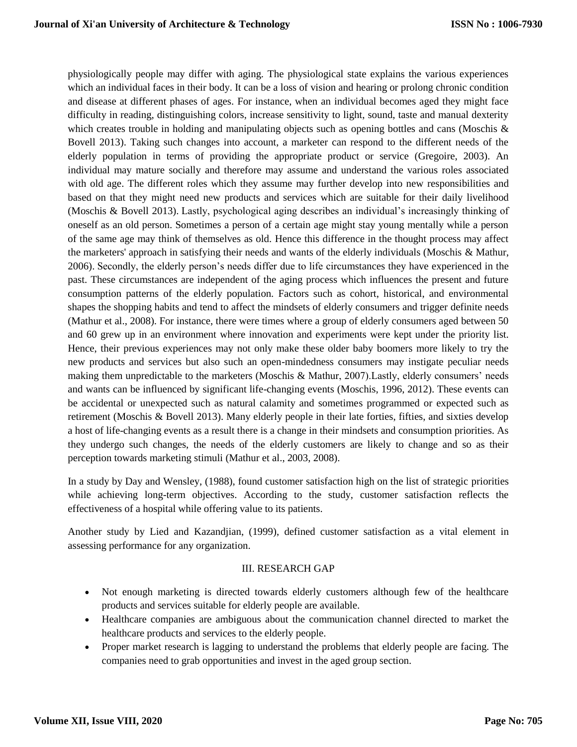physiologically people may differ with aging. The physiological state explains the various experiences which an individual faces in their body. It can be a loss of vision and hearing or prolong chronic condition and disease at different phases of ages. For instance, when an individual becomes aged they might face difficulty in reading, distinguishing colors, increase sensitivity to light, sound, taste and manual dexterity which creates trouble in holding and manipulating objects such as opening bottles and cans (Moschis & Bovell 2013). Taking such changes into account, a marketer can respond to the different needs of the elderly population in terms of providing the appropriate product or service (Gregoire, 2003). An individual may mature socially and therefore may assume and understand the various roles associated with old age. The different roles which they assume may further develop into new responsibilities and based on that they might need new products and services which are suitable for their daily livelihood (Moschis & Bovell 2013). Lastly, psychological aging describes an individual's increasingly thinking of oneself as an old person. Sometimes a person of a certain age might stay young mentally while a person of the same age may think of themselves as old. Hence this difference in the thought process may affect the marketers' approach in satisfying their needs and wants of the elderly individuals (Moschis & Mathur, 2006). Secondly, the elderly person's needs differ due to life circumstances they have experienced in the past. These circumstances are independent of the aging process which influences the present and future consumption patterns of the elderly population. Factors such as cohort, historical, and environmental shapes the shopping habits and tend to affect the mindsets of elderly consumers and trigger definite needs (Mathur et al., 2008). For instance, there were times where a group of elderly consumers aged between 50 and 60 grew up in an environment where innovation and experiments were kept under the priority list. Hence, their previous experiences may not only make these older baby boomers more likely to try the new products and services but also such an open-mindedness consumers may instigate peculiar needs making them unpredictable to the marketers (Moschis & Mathur, 2007).Lastly, elderly consumers' needs and wants can be influenced by significant life-changing events (Moschis, 1996, 2012). These events can be accidental or unexpected such as natural calamity and sometimes programmed or expected such as retirement (Moschis & Bovell 2013). Many elderly people in their late forties, fifties, and sixties develop a host of life-changing events as a result there is a change in their mindsets and consumption priorities. As they undergo such changes, the needs of the elderly customers are likely to change and so as their perception towards marketing stimuli (Mathur et al., 2003, 2008).

In a study by Day and Wensley, (1988), found customer satisfaction high on the list of strategic priorities while achieving long-term objectives. According to the study, customer satisfaction reflects the effectiveness of a hospital while offering value to its patients.

Another study by Lied and Kazandjian, (1999), defined customer satisfaction as a vital element in assessing performance for any organization.

## III. RESEARCH GAP

- Not enough marketing is directed towards elderly customers although few of the healthcare products and services suitable for elderly people are available.
- Healthcare companies are ambiguous about the communication channel directed to market the healthcare products and services to the elderly people.
- Proper market research is lagging to understand the problems that elderly people are facing. The companies need to grab opportunities and invest in the aged group section.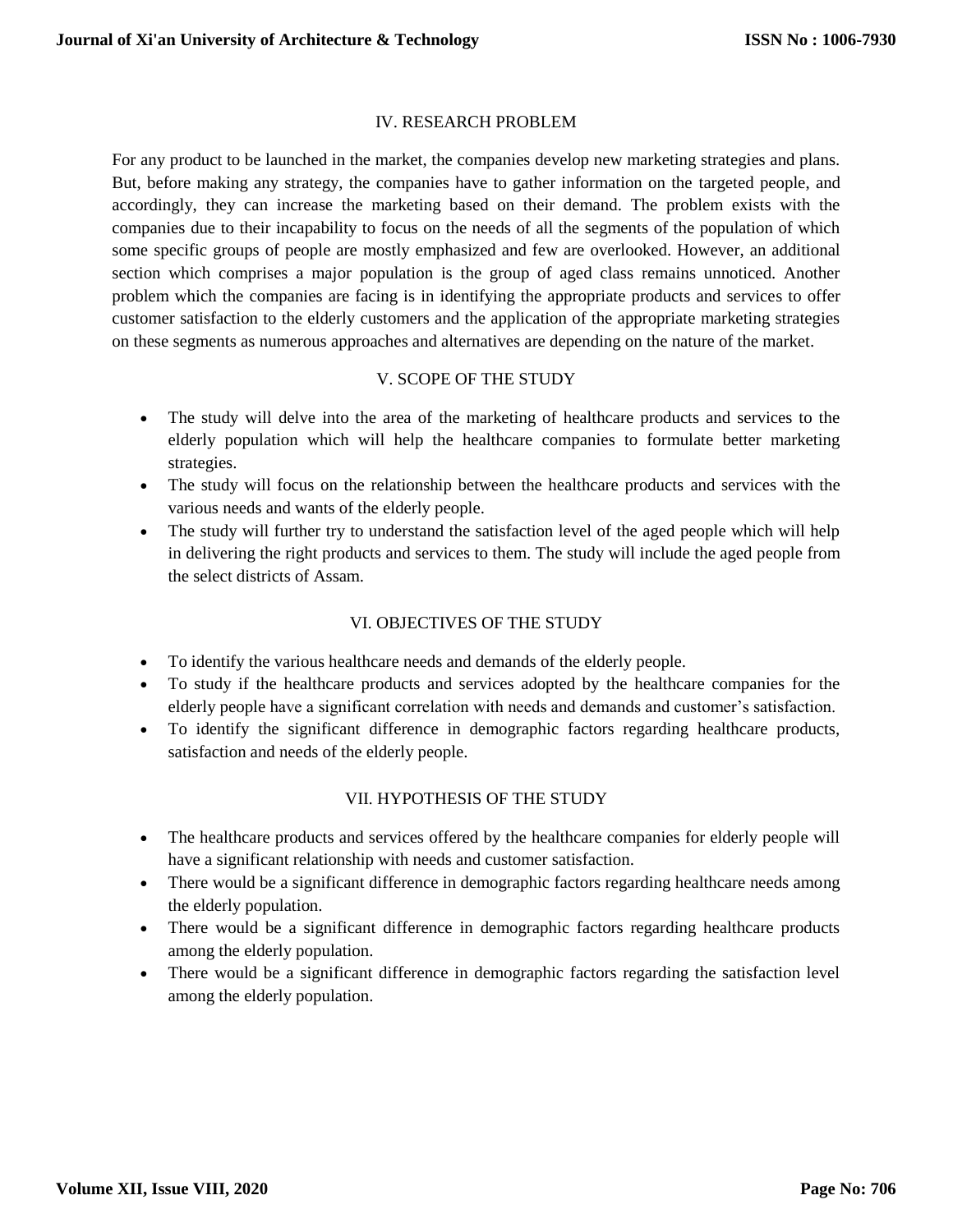## IV. RESEARCH PROBLEM

For any product to be launched in the market, the companies develop new marketing strategies and plans. But, before making any strategy, the companies have to gather information on the targeted people, and accordingly, they can increase the marketing based on their demand. The problem exists with the companies due to their incapability to focus on the needs of all the segments of the population of which some specific groups of people are mostly emphasized and few are overlooked. However, an additional section which comprises a major population is the group of aged class remains unnoticed. Another problem which the companies are facing is in identifying the appropriate products and services to offer customer satisfaction to the elderly customers and the application of the appropriate marketing strategies on these segments as numerous approaches and alternatives are depending on the nature of the market.

## V. SCOPE OF THE STUDY

- The study will delve into the area of the marketing of healthcare products and services to the elderly population which will help the healthcare companies to formulate better marketing strategies.
- The study will focus on the relationship between the healthcare products and services with the various needs and wants of the elderly people.
- The study will further try to understand the satisfaction level of the aged people which will help in delivering the right products and services to them. The study will include the aged people from the select districts of Assam.

## VI. OBJECTIVES OF THE STUDY

- To identify the various healthcare needs and demands of the elderly people.
- To study if the healthcare products and services adopted by the healthcare companies for the elderly people have a significant correlation with needs and demands and customer's satisfaction.
- To identify the significant difference in demographic factors regarding healthcare products, satisfaction and needs of the elderly people.

## VII. HYPOTHESIS OF THE STUDY

- The healthcare products and services offered by the healthcare companies for elderly people will have a significant relationship with needs and customer satisfaction.
- There would be a significant difference in demographic factors regarding healthcare needs among the elderly population.
- There would be a significant difference in demographic factors regarding healthcare products among the elderly population.
- There would be a significant difference in demographic factors regarding the satisfaction level among the elderly population.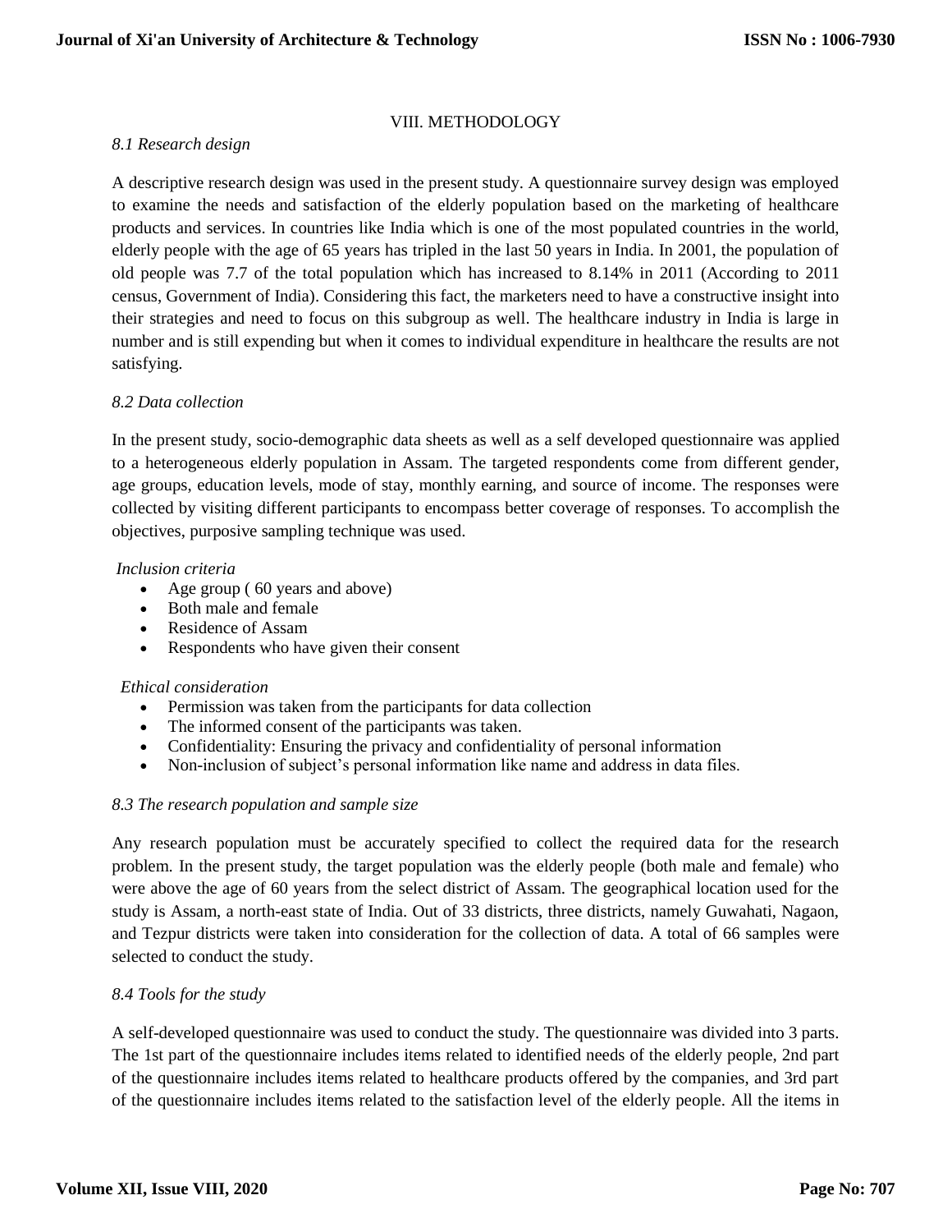## VIII. METHODOLOGY

### *8.1 Research design*

A descriptive research design was used in the present study. A questionnaire survey design was employed to examine the needs and satisfaction of the elderly population based on the marketing of healthcare products and services. In countries like India which is one of the most populated countries in the world, elderly people with the age of 65 years has tripled in the last 50 years in India. In 2001, the population of old people was 7.7 of the total population which has increased to 8.14% in 2011 (According to 2011 census, Government of India). Considering this fact, the marketers need to have a constructive insight into their strategies and need to focus on this subgroup as well. The healthcare industry in India is large in number and is still expending but when it comes to individual expenditure in healthcare the results are not satisfying.

### *8.2 Data collection*

In the present study, socio-demographic data sheets as well as a self developed questionnaire was applied to a heterogeneous elderly population in Assam. The targeted respondents come from different gender, age groups, education levels, mode of stay, monthly earning, and source of income. The responses were collected by visiting different participants to encompass better coverage of responses. To accomplish the objectives, purposive sampling technique was used.

*Inclusion criteria*

- Age group ( 60 years and above)
- Both male and female
- Residence of Assam
- Respondents who have given their consent

*Ethical consideration*

- Permission was taken from the participants for data collection
- The informed consent of the participants was taken.
- Confidentiality: Ensuring the privacy and confidentiality of personal information
- Non-inclusion of subject's personal information like name and address in data files.

### *8.3 The research population and sample size*

Any research population must be accurately specified to collect the required data for the research problem. In the present study, the target population was the elderly people (both male and female) who were above the age of 60 years from the select district of Assam. The geographical location used for the study is Assam, a north-east state of India. Out of 33 districts, three districts, namely Guwahati, Nagaon, and Tezpur districts were taken into consideration for the collection of data. A total of 66 samples were selected to conduct the study.

### *8.4 Tools for the study*

A self-developed questionnaire was used to conduct the study. The questionnaire was divided into 3 parts. The 1st part of the questionnaire includes items related to identified needs of the elderly people, 2nd part of the questionnaire includes items related to healthcare products offered by the companies, and 3rd part of the questionnaire includes items related to the satisfaction level of the elderly people. All the items in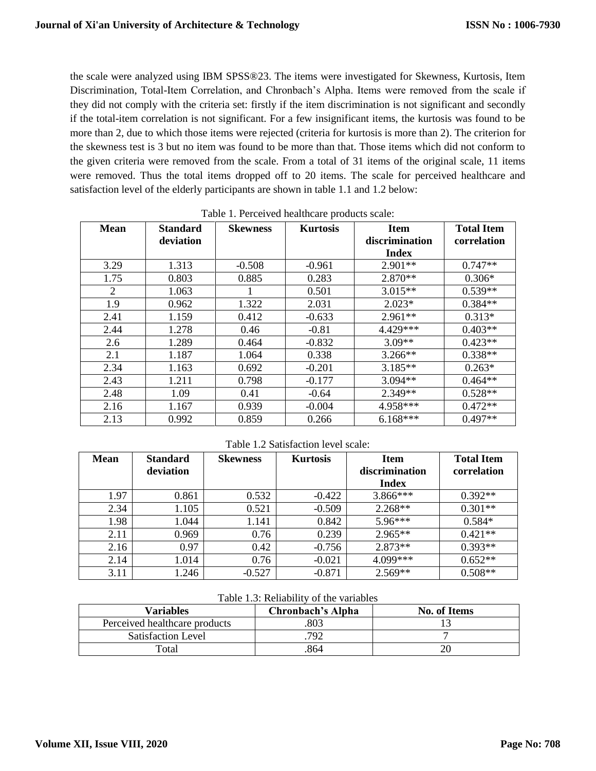the scale were analyzed using IBM SPSS®23. The items were investigated for Skewness, Kurtosis, Item Discrimination, Total-Item Correlation, and Chronbach's Alpha. Items were removed from the scale if they did not comply with the criteria set: firstly if the item discrimination is not significant and secondly if the total-item correlation is not significant. For a few insignificant items, the kurtosis was found to be more than 2, due to which those items were rejected (criteria for kurtosis is more than 2). The criterion for the skewness test is 3 but no item was found to be more than that. Those items which did not conform to the given criteria were removed from the scale. From a total of 31 items of the original scale, 11 items were removed. Thus the total items dropped off to 20 items. The scale for perceived healthcare and satisfaction level of the elderly participants are shown in table 1.1 and 1.2 below:

Table 1. Perceived healthcare products scale:

| Mean | Standard deviation | Skewness | Kurtosis | Item discrimination Index | Total Item correlation |
|---|---|---|---|---|---|
| 3.29 | 1.313 | -0.508 | -0.961 | 2.901** | 0.747** |
| 1.75 | 0.803 | 0.885 | 0.283 | 2.870** | 0.306* |
| 2 | 1.063 | 1 | 0.501 | 3.015** | 0.539** |
| 1.9 | 0.962 | 1.322 | 2.031 | 2.023* | 0.384** |
| 2.41 | 1.159 | 0.412 | -0.633 | 2.961** | 0.313* |
| 2.44 | 1.278 | 0.46 | -0.81 | 4.429*** | 0.403** |
| 2.6 | 1.289 | 0.464 | -0.832 | 3.09** | 0.423** |
| 2.1 | 1.187 | 1.064 | 0.338 | 3.266** | 0.338** |
| 2.34 | 1.163 | 0.692 | -0.201 | 3.185** | 0.263* |
| 2.43 | 1.211 | 0.798 | -0.177 | 3.094** | 0.464** |
| 2.48 | 1.09 | 0.41 | -0.64 | 2.349** | 0.528** |
| 2.16 | 1.167 | 0.939 | -0.004 | 4.958*** | 0.472** |
| 2.13 | 0.992 | 0.859 | 0.266 | 6.168*** | 0.497** |

Table 1.2 Satisfaction level scale:

| Mean | Standard deviation | Skewness | Kurtosis | Item discrimination Index | Total Item correlation |
|---|---|---|---|---|---|
| 1.97 | 0.861 | 0.532 | -0.422 | 3.866*** | 0.392** |
| 2.34 | 1.105 | 0.521 | -0.509 | 2.268** | 0.301** |
| 1.98 | 1.044 | 1.141 | 0.842 | 5.96*** | 0.584* |
| 2.11 | 0.969 | 0.76 | 0.239 | 2.965** | 0.421** |
| 2.16 | 0.97 | 0.42 | -0.756 | 2.873** | 0.393** |
| 2.14 | 1.014 | 0.76 | -0.021 | 4.099*** | 0.652** |
| 3.11 | 1.246 | -0.527 | -0.871 | 2.569** | 0.508** |

Table 1.3: Reliability of the variables

| Variables | Chronbach's Alpha | No. of Items |
|---|---|---|
| Perceived healthcare products | .803 | 13 |
| Satisfaction Level | .792 | 7 |
| Total | .864 | 20 |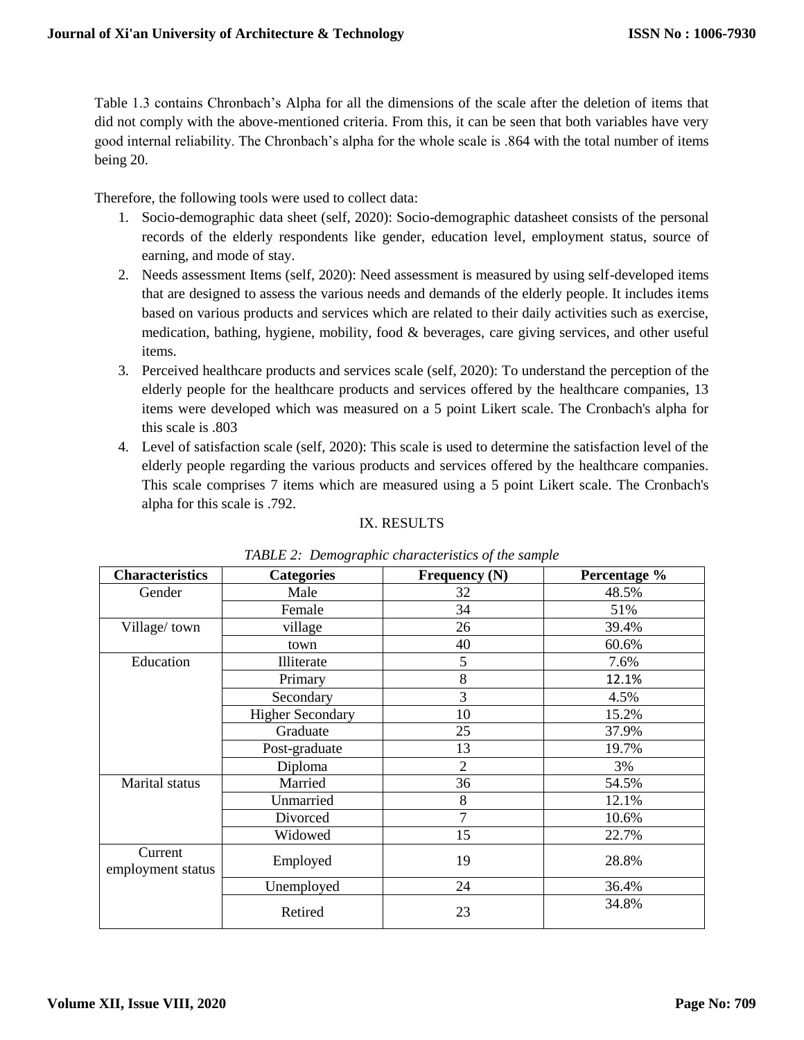Table 1.3 contains Chronbach's Alpha for all the dimensions of the scale after the deletion of items that did not comply with the above-mentioned criteria. From this, it can be seen that both variables have very good internal reliability. The Chronbach's alpha for the whole scale is .864 with the total number of items being 20.

Therefore, the following tools were used to collect data:

1. Socio-demographic data sheet (self, 2020): Socio-demographic datasheet consists of the personal records of the elderly respondents like gender, education level, employment status, source of earning, and mode of stay.
2. Needs assessment Items (self, 2020): Need assessment is measured by using self-developed items that are designed to assess the various needs and demands of the elderly people. It includes items based on various products and services which are related to their daily activities such as exercise, medication, bathing, hygiene, mobility, food & beverages, care giving services, and other useful items.
3. Perceived healthcare products and services scale (self, 2020): To understand the perception of the elderly people for the healthcare products and services offered by the healthcare companies, 13 items were developed which was measured on a 5 point Likert scale. The Cronbach's alpha for this scale is .803
4. Level of satisfaction scale (self, 2020): This scale is used to determine the satisfaction level of the elderly people regarding the various products and services offered by the healthcare companies. This scale comprises 7 items which are measured using a 5 point Likert scale. The Cronbach's alpha for this scale is .792.

## IX. RESULTS

*TABLE 2: Demographic characteristics of the sample*

| Characteristics | Categories | Frequency (N) | Percentage % |
|---|---|---|---|
| Gender | Male | 32 | 48.5% |
| | Female | 34 | 51% |
| Village/ town | village | 26 | 39.4% |
| | town | 40 | 60.6% |
| Education | Illiterate | 5 | 7.6% |
| | Primary | 8 | 12.1% |
| | Secondary | 3 | 4.5% |
| | Higher Secondary | 10 | 15.2% |
| | Graduate | 25 | 37.9% |
| | Post-graduate | 13 | 19.7% |
| | Diploma | 2 | 3% |
| Marital status | Married | 36 | 54.5% |
| | Unmarried | 8 | 12.1% |
| | Divorced | 7 | 10.6% |
| | Widowed | 15 | 22.7% |
| Current employment status | Employed | 19 | 28.8% |
| | Unemployed | 24 | 36.4% |
| | Retired | 23 | 34.8% |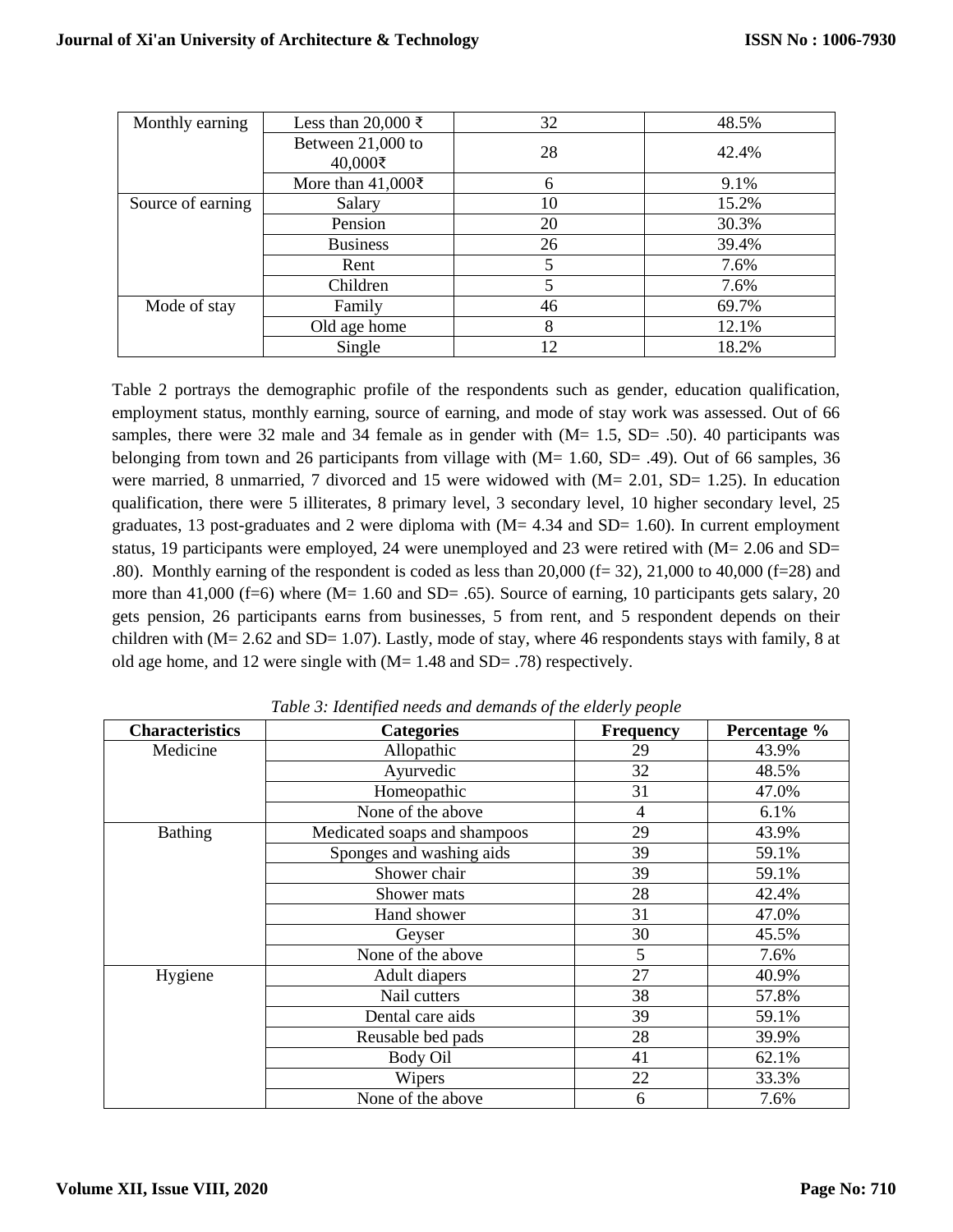| Monthly earning | Less than 20,000 ₹ | 32 | 48.5% |
|---|---|---|---|
| | Between 21,000 to 40,000₹ | 28 | 42.4% |
| | More than 41,000₹ | 6 | 9.1% |
| Source of earning | Salary | 10 | 15.2% |
| | Pension | 20 | 30.3% |
| | Business | 26 | 39.4% |
| | Rent | 5 | 7.6% |
| | Children | 5 | 7.6% |
| Mode of stay | Family | 46 | 69.7% |
| | Old age home | 8 | 12.1% |
| | Single | 12 | 18.2% |

Table 2 portrays the demographic profile of the respondents such as gender, education qualification, employment status, monthly earning, source of earning, and mode of stay work was assessed. Out of 66 samples, there were 32 male and 34 female as in gender with (M= 1.5, SD= .50). 40 participants was belonging from town and 26 participants from village with (M= 1.60, SD= .49). Out of 66 samples, 36 were married, 8 unmarried, 7 divorced and 15 were widowed with (M= 2.01, SD= 1.25). In education qualification, there were 5 illiterates, 8 primary level, 3 secondary level, 10 higher secondary level, 25 graduates, 13 post-graduates and 2 were diploma with (M= 4.34 and SD= 1.60). In current employment status, 19 participants were employed, 24 were unemployed and 23 were retired with (M= 2.06 and SD= .80). Monthly earning of the respondent is coded as less than 20,000 (f= 32), 21,000 to 40,000 (f=28) and more than 41,000 (f=6) where (M= 1.60 and SD= .65). Source of earning, 10 participants gets salary, 20 gets pension, 26 participants earns from businesses, 5 from rent, and 5 respondent depends on their children with (M= 2.62 and SD= 1.07). Lastly, mode of stay, where 46 respondents stays with family, 8 at old age home, and 12 were single with (M= 1.48 and SD= .78) respectively.

*Table 3: Identified needs and demands of the elderly people*

| Characteristics | Categories | Frequency | Percentage % |
|---|---|---|---|
| Medicine | Allopathic | 29 | 43.9% |
| | Ayurvedic | 32 | 48.5% |
| | Homeopathic | 31 | 47.0% |
| | None of the above | 4 | 6.1% |
| Bathing | Medicated soaps and shampoos | 29 | 43.9% |
| | Sponges and washing aids | 39 | 59.1% |
| | Shower chair | 39 | 59.1% |
| | Shower mats | 28 | 42.4% |
| | Hand shower | 31 | 47.0% |
| | Geyser | 30 | 45.5% |
| | None of the above | 5 | 7.6% |
| Hygiene | Adult diapers | 27 | 40.9% |
| | Nail cutters | 38 | 57.8% |
| | Dental care aids | 39 | 59.1% |
| | Reusable bed pads | 28 | 39.9% |
| | Body Oil | 41 | 62.1% |
| | Wipers | 22 | 33.3% |
| | None of the above | 6 | 7.6% |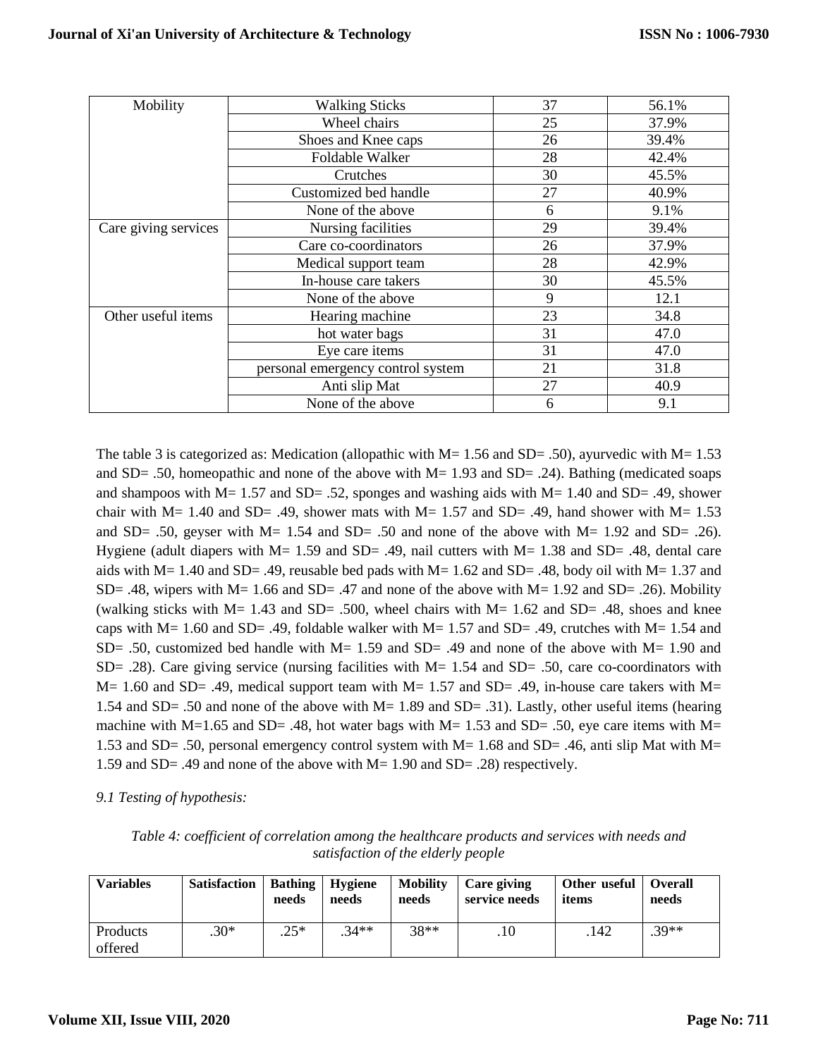| Mobility | Walking Sticks | 37 | 56.1% |
|---|---|---|---|
| | Wheel chairs | 25 | 37.9% |
| | Shoes and Knee caps | 26 | 39.4% |
| | Foldable Walker | 28 | 42.4% |
| | Crutches | 30 | 45.5% |
| | Customized bed handle | 27 | 40.9% |
| | None of the above | 6 | 9.1% |
| Care giving services | Nursing facilities | 29 | 39.4% |
| | Care co-coordinators | 26 | 37.9% |
| | Medical support team | 28 | 42.9% |
| | In-house care takers | 30 | 45.5% |
| | None of the above | 9 | 12.1 |
| Other useful items | Hearing machine | 23 | 34.8 |
| | hot water bags | 31 | 47.0 |
| | Eye care items | 31 | 47.0 |
| | personal emergency control system | 21 | 31.8 |
| | Anti slip Mat | 27 | 40.9 |
| | None of the above | 6 | 9.1 |

The table 3 is categorized as: Medication (allopathic with M= 1.56 and SD= .50), ayurvedic with M= 1.53 and SD= .50, homeopathic and none of the above with M= 1.93 and SD= .24). Bathing (medicated soaps and shampoos with M= 1.57 and SD= .52, sponges and washing aids with M= 1.40 and SD= .49, shower chair with M= 1.40 and SD= .49, shower mats with M= 1.57 and SD= .49, hand shower with M= 1.53 and SD= .50, geyser with M= 1.54 and SD= .50 and none of the above with M= 1.92 and SD= .26). Hygiene (adult diapers with M= 1.59 and SD= .49, nail cutters with M= 1.38 and SD= .48, dental care aids with M= 1.40 and SD= .49, reusable bed pads with M= 1.62 and SD= .48, body oil with M= 1.37 and SD= .48, wipers with M= 1.66 and SD= .47 and none of the above with M= 1.92 and SD= .26). Mobility (walking sticks with M= 1.43 and SD= .500, wheel chairs with M= 1.62 and SD= .48, shoes and knee caps with M= 1.60 and SD= .49, foldable walker with M= 1.57 and SD= .49, crutches with M= 1.54 and SD= .50, customized bed handle with M= 1.59 and SD= .49 and none of the above with M= 1.90 and SD= .28). Care giving service (nursing facilities with M= 1.54 and SD= .50, care co-coordinators with M= 1.60 and SD= .49, medical support team with M= 1.57 and SD= .49, in-house care takers with M= 1.54 and SD= .50 and none of the above with M= 1.89 and SD= .31). Lastly, other useful items (hearing machine with M=1.65 and SD= .48, hot water bags with M= 1.53 and SD= .50, eye care items with M= 1.53 and SD= .50, personal emergency control system with M= 1.68 and SD= .46, anti slip Mat with M= 1.59 and SD= .49 and none of the above with M= 1.90 and SD= .28) respectively.

*9.1 Testing of hypothesis:*

*Table 4: coefficient of correlation among the healthcare products and services with needs and satisfaction of the elderly people*

| **Variables** | **Satisfaction** | **Bathing needs** | **Hygiene needs** | **Mobility needs** | **Care giving service needs** | **Other useful items** | **Overall needs** |
|---|---|---|---|---|---|---|---|
| Products offered | .30* | .25* | .34** | 38** | .10 | .142 | .39** |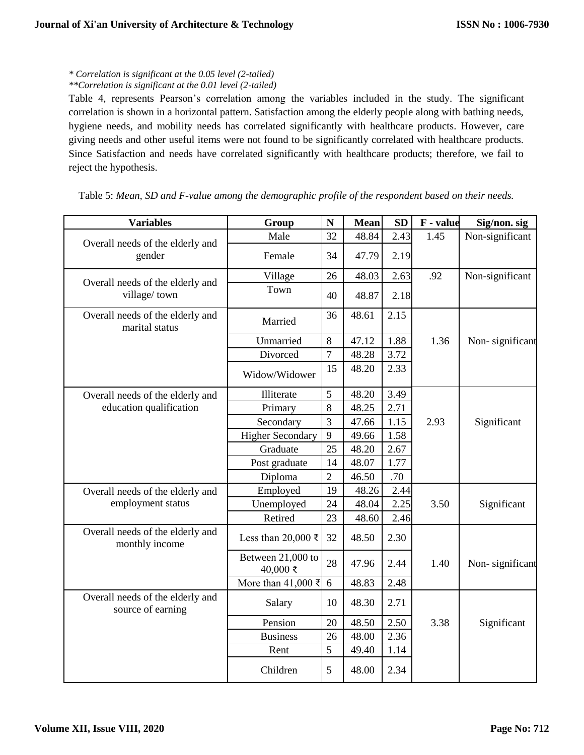*\* Correlation is significant at the 0.05 level (2-tailed)*
*\*\*Correlation is significant at the 0.01 level (2-tailed)*

Table 4, represents Pearson's correlation among the variables included in the study. The significant correlation is shown in a horizontal pattern. Satisfaction among the elderly people along with bathing needs, hygiene needs, and mobility needs has correlated significantly with healthcare products. However, care giving needs and other useful items were not found to be significantly correlated with healthcare products. Since Satisfaction and needs have correlated significantly with healthcare products; therefore, we fail to reject the hypothesis.

Table 5: *Mean, SD and F-value among the demographic profile of the respondent based on their needs.*

| Variables | Group | N | Mean | SD | F - value | Sig/non. sig |
|---|---|---|---|---|---|---|
| Overall needs of the elderly and gender | Male | 32 | 48.84 | 2.43 | 1.45 | Non-significant |
| | Female | 34 | 47.79 | 2.19 | | |
| Overall needs of the elderly and village/ town | Village | 26 | 48.03 | 2.63 | .92 | Non-significant |
| | Town | 40 | 48.87 | 2.18 | | |
| Overall needs of the elderly and marital status | Married | 36 | 48.61 | 2.15 | 1.36 | Non- significant |
| | Unmarried | 8 | 47.12 | 1.88 | | |
| | Divorced | 7 | 48.28 | 3.72 | | |
| | Widow/Widower | 15 | 48.20 | 2.33 | | |
| Overall needs of the elderly and education qualification | Illiterate | 5 | 48.20 | 3.49 | 2.93 | Significant |
| | Primary | 8 | 48.25 | 2.71 | | |
| | Secondary | 3 | 47.66 | 1.15 | | |
| | Higher Secondary | 9 | 49.66 | 1.58 | | |
| | Graduate | 25 | 48.20 | 2.67 | | |
| | Post graduate | 14 | 48.07 | 1.77 | | |
| | Diploma | 2 | 46.50 | .70 | | |
| Overall needs of the elderly and employment status | Employed | 19 | 48.26 | 2.44 | 3.50 | Significant |
| | Unemployed | 24 | 48.04 | 2.25 | | |
| | Retired | 23 | 48.60 | 2.46 | | |
| Overall needs of the elderly and monthly income | Less than 20,000 ₹ | 32 | 48.50 | 2.30 | 1.40 | Non- significant |
| | Between 21,000 to 40,000 ₹ | 28 | 47.96 | 2.44 | | |
| | More than 41,000 ₹ | 6 | 48.83 | 2.48 | | |
| Overall needs of the elderly and source of earning | Salary | 10 | 48.30 | 2.71 | 3.38 | Significant |
| | Pension | 20 | 48.50 | 2.50 | | |
| | Business | 26 | 48.00 | 2.36 | | |
| | Rent | 5 | 49.40 | 1.14 | | |
| | Children | 5 | 48.00 | 2.34 | | |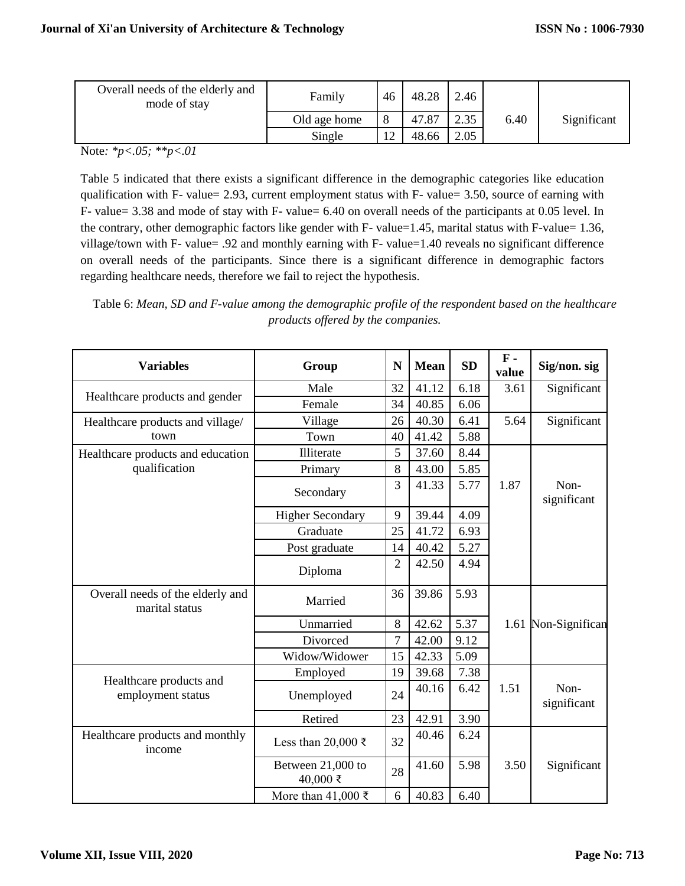| Overall needs of the elderly and mode of stay | Family | 46 | 48.28 | 2.46 | 6.40 | Significant |
|---|---|---|---|---|---|---|
| | Old age home | 8 | 47.87 | 2.35 | | |
| | Single | 12 | 48.66 | 2.05 | | |

Note*: \*p<.05; \*\*p<.01*

Table 5 indicated that there exists a significant difference in the demographic categories like education qualification with F- value= 2.93, current employment status with F- value= 3.50, source of earning with F- value= 3.38 and mode of stay with F- value= 6.40 on overall needs of the participants at 0.05 level. In the contrary, other demographic factors like gender with F- value=1.45, marital status with F-value= 1.36, village/town with F- value= .92 and monthly earning with F- value=1.40 reveals no significant difference on overall needs of the participants. Since there is a significant difference in demographic factors regarding healthcare needs, therefore we fail to reject the hypothesis.

Table 6: *Mean, SD and F-value among the demographic profile of the respondent based on the healthcare products offered by the companies.*

| Variables | Group | N | Mean | SD | F - value | Sig/non. sig |
|---|---|---|---|---|---|---|
| Healthcare products and gender | Male | 32 | 41.12 | 6.18 | 3.61 | Significant |
| | Female | 34 | 40.85 | 6.06 | | |
| Healthcare products and village/ town | Village | 26 | 40.30 | 6.41 | 5.64 | Significant |
| | Town | 40 | 41.42 | 5.88 | | |
| Healthcare products and education qualification | Illiterate | 5 | 37.60 | 8.44 | 1.87 | Non-significant |
| | Primary | 8 | 43.00 | 5.85 | | |
| | Secondary | 3 | 41.33 | 5.77 | | |
| | Higher Secondary | 9 | 39.44 | 4.09 | | |
| | Graduate | 25 | 41.72 | 6.93 | | |
| | Post graduate | 14 | 40.42 | 5.27 | | |
| | Diploma | 2 | 42.50 | 4.94 | | |
| Overall needs of the elderly and marital status | Married | 36 | 39.86 | 5.93 | 1.61 | Non-Significan |
| | Unmarried | 8 | 42.62 | 5.37 | | |
| | Divorced | 7 | 42.00 | 9.12 | | |
| | Widow/Widower | 15 | 42.33 | 5.09 | | |
| Healthcare products and employment status | Employed | 19 | 39.68 | 7.38 | 1.51 | Non-significant |
| | Unemployed | 24 | 40.16 | 6.42 | | |
| | Retired | 23 | 42.91 | 3.90 | | |
| Healthcare products and monthly income | Less than 20,000 ₹ | 32 | 40.46 | 6.24 | 3.50 | Significant |
| | Between 21,000 to 40,000 ₹ | 28 | 41.60 | 5.98 | | |
| | More than 41,000 ₹ | 6 | 40.83 | 6.40 | | |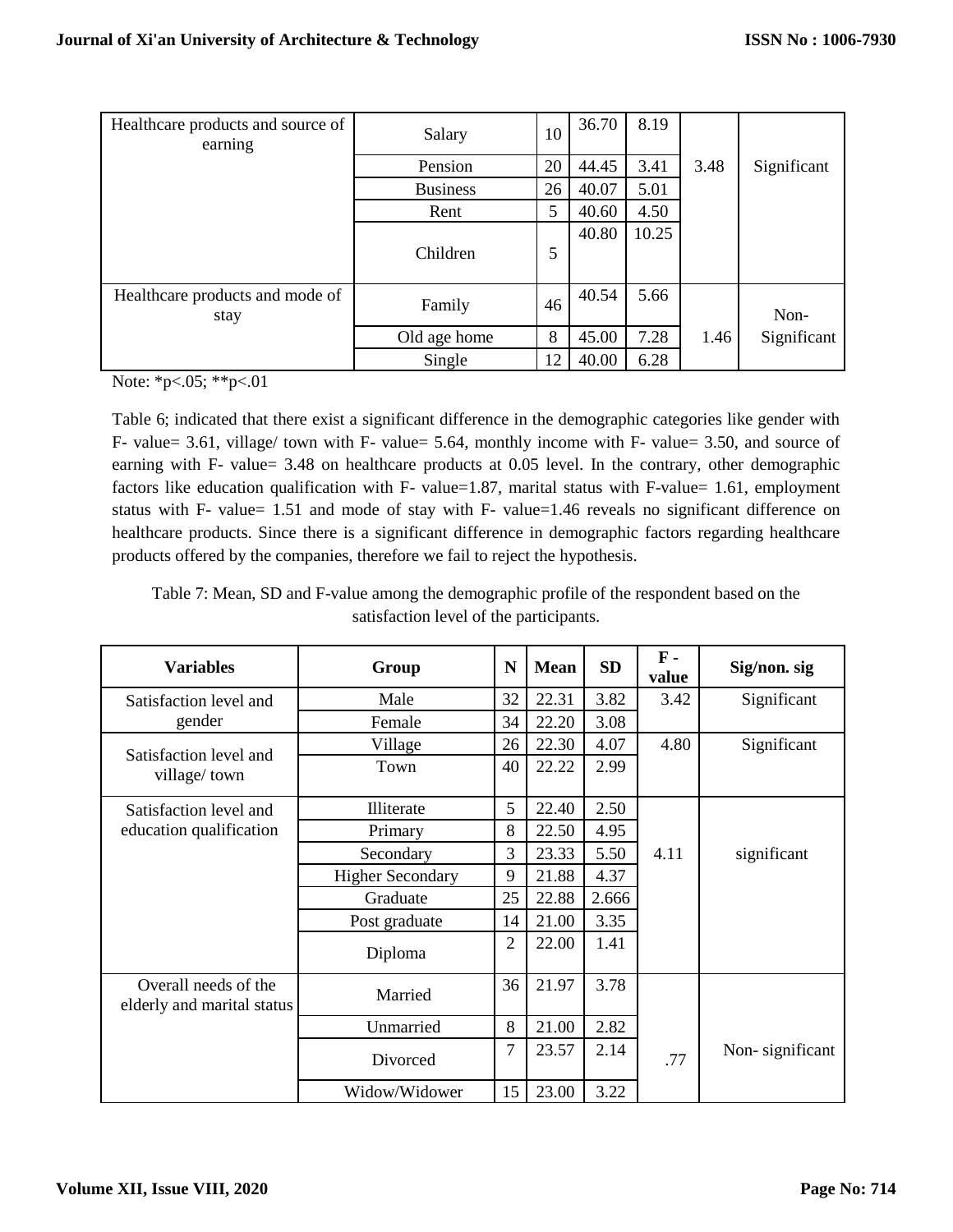| | | | | | | |
|---|---|---|---|---|---|---|
| Healthcare products and source of earning | Salary | 10 | 36.70 | 8.19 | 3.48 | Significant |
| | Pension | 20 | 44.45 | 3.41 | | |
| | Business | 26 | 40.07 | 5.01 | | |
| | Rent | 5 | 40.60 | 4.50 | | |
| | Children | 5 | 40.80 | 10.25 | | |
| Healthcare products and mode of stay | Family | 46 | 40.54 | 5.66 | 1.46 | Non-Significant |
| | Old age home | 8 | 45.00 | 7.28 | | |
| | Single | 12 | 40.00 | 6.28 | | |

Note: *p<.05; **p<.01

Table 6; indicated that there exist a significant difference in the demographic categories like gender with F- value= 3.61, village/ town with F- value= 5.64, monthly income with F- value= 3.50, and source of earning with F- value= 3.48 on healthcare products at 0.05 level. In the contrary, other demographic factors like education qualification with F- value=1.87, marital status with F-value= 1.61, employment status with F- value= 1.51 and mode of stay with F- value=1.46 reveals no significant difference on healthcare products. Since there is a significant difference in demographic factors regarding healthcare products offered by the companies, therefore we fail to reject the hypothesis.

Table 7: Mean, SD and F-value among the demographic profile of the respondent based on the satisfaction level of the participants.

| Variables | Group | N | Mean | SD | F - value | Sig/non. sig |
|---|---|---|---|---|---|---|
| Satisfaction level and gender | Male | 32 | 22.31 | 3.82 | 3.42 | Significant |
| | Female | 34 | 22.20 | 3.08 | | |
| Satisfaction level and village/ town | Village | 26 | 22.30 | 4.07 | 4.80 | Significant |
| | Town | 40 | 22.22 | 2.99 | | |
| Satisfaction level and education qualification | Illiterate | 5 | 22.40 | 2.50 | 4.11 | significant |
| | Primary | 8 | 22.50 | 4.95 | | |
| | Secondary | 3 | 23.33 | 5.50 | | |
| | Higher Secondary | 9 | 21.88 | 4.37 | | |
| | Graduate | 25 | 22.88 | 2.666 | | |
| | Post graduate | 14 | 21.00 | 3.35 | | |
| | Diploma | 2 | 22.00 | 1.41 | | |
| Overall needs of the elderly and marital status | Married | 36 | 21.97 | 3.78 | .77 | Non- significant |
| | Unmarried | 8 | 21.00 | 2.82 | | |
| | Divorced | 7 | 23.57 | 2.14 | | |
| | Widow/Widower | 15 | 23.00 | 3.22 | | |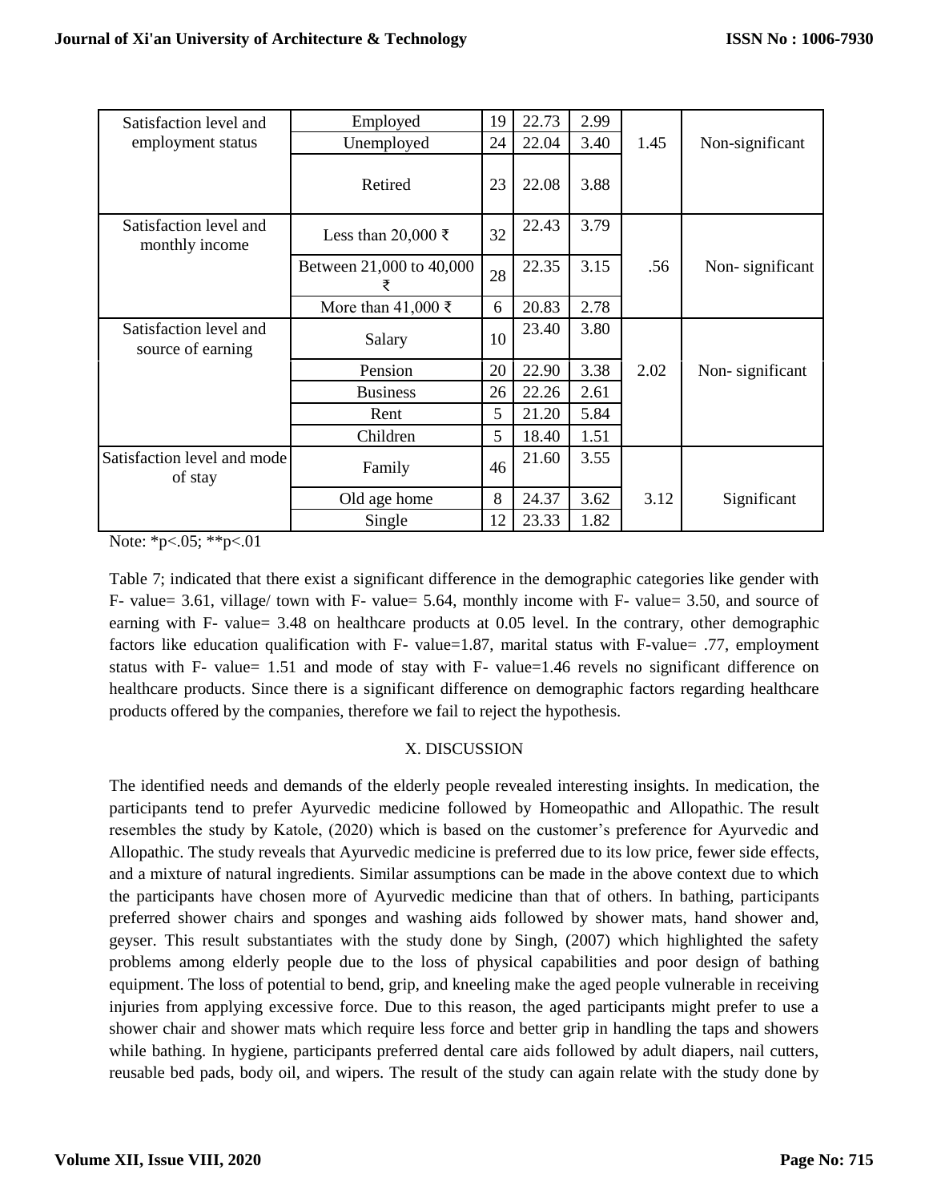| | | | | | | |
|---|---|---|---|---|---|---|
| Satisfaction level and employment status | Employed | 19 | 22.73 | 2.99 | 1.45 | Non-significant |
| | Unemployed | 24 | 22.04 | 3.40 | | |
| | Retired | 23 | 22.08 | 3.88 | | |
| Satisfaction level and monthly income | Less than 20,000 ₹ | 32 | 22.43 | 3.79 | .56 | Non- significant |
| | Between 21,000 to 40,000 ₹ | 28 | 22.35 | 3.15 | | |
| | More than 41,000 ₹ | 6 | 20.83 | 2.78 | | |
| Satisfaction level and source of earning | Salary | 10 | 23.40 | 3.80 | 2.02 | Non- significant |
| | Pension | 20 | 22.90 | 3.38 | | |
| | Business | 26 | 22.26 | 2.61 | | |
| | Rent | 5 | 21.20 | 5.84 | | |
| | Children | 5 | 18.40 | 1.51 | | |
| Satisfaction level and mode of stay | Family | 46 | 21.60 | 3.55 | 3.12 | Significant |
| | Old age home | 8 | 24.37 | 3.62 | | |
| | Single | 12 | 23.33 | 1.82 | | |

Note: *p<.05; **p<.01

Table 7; indicated that there exist a significant difference in the demographic categories like gender with F- value= 3.61, village/ town with F- value= 5.64, monthly income with F- value= 3.50, and source of earning with F- value= 3.48 on healthcare products at 0.05 level. In the contrary, other demographic factors like education qualification with F- value=1.87, marital status with F-value= .77, employment status with F- value= 1.51 and mode of stay with F- value=1.46 revels no significant difference on healthcare products. Since there is a significant difference on demographic factors regarding healthcare products offered by the companies, therefore we fail to reject the hypothesis.

## X. DISCUSSION

The identified needs and demands of the elderly people revealed interesting insights. In medication, the participants tend to prefer Ayurvedic medicine followed by Homeopathic and Allopathic. The result resembles the study by Katole, (2020) which is based on the customer's preference for Ayurvedic and Allopathic. The study reveals that Ayurvedic medicine is preferred due to its low price, fewer side effects, and a mixture of natural ingredients. Similar assumptions can be made in the above context due to which the participants have chosen more of Ayurvedic medicine than that of others. In bathing, participants preferred shower chairs and sponges and washing aids followed by shower mats, hand shower and, geyser. This result substantiates with the study done by Singh, (2007) which highlighted the safety problems among elderly people due to the loss of physical capabilities and poor design of bathing equipment. The loss of potential to bend, grip, and kneeling make the aged people vulnerable in receiving injuries from applying excessive force. Due to this reason, the aged participants might prefer to use a shower chair and shower mats which require less force and better grip in handling the taps and showers while bathing. In hygiene, participants preferred dental care aids followed by adult diapers, nail cutters, reusable bed pads, body oil, and wipers. The result of the study can again relate with the study done by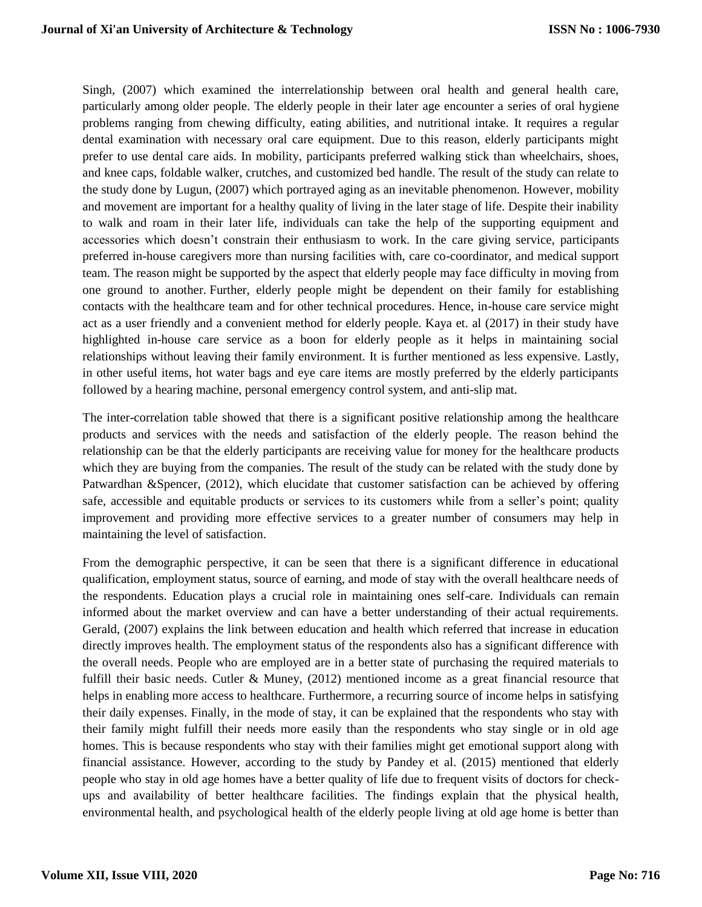Singh, (2007) which examined the interrelationship between oral health and general health care, particularly among older people. The elderly people in their later age encounter a series of oral hygiene problems ranging from chewing difficulty, eating abilities, and nutritional intake. It requires a regular dental examination with necessary oral care equipment. Due to this reason, elderly participants might prefer to use dental care aids. In mobility, participants preferred walking stick than wheelchairs, shoes, and knee caps, foldable walker, crutches, and customized bed handle. The result of the study can relate to the study done by Lugun, (2007) which portrayed aging as an inevitable phenomenon. However, mobility and movement are important for a healthy quality of living in the later stage of life. Despite their inability to walk and roam in their later life, individuals can take the help of the supporting equipment and accessories which doesn't constrain their enthusiasm to work. In the care giving service, participants preferred in-house caregivers more than nursing facilities with, care co-coordinator, and medical support team. The reason might be supported by the aspect that elderly people may face difficulty in moving from one ground to another. Further, elderly people might be dependent on their family for establishing contacts with the healthcare team and for other technical procedures. Hence, in-house care service might act as a user friendly and a convenient method for elderly people. Kaya et. al (2017) in their study have highlighted in-house care service as a boon for elderly people as it helps in maintaining social relationships without leaving their family environment. It is further mentioned as less expensive. Lastly, in other useful items, hot water bags and eye care items are mostly preferred by the elderly participants followed by a hearing machine, personal emergency control system, and anti-slip mat.

The inter-correlation table showed that there is a significant positive relationship among the healthcare products and services with the needs and satisfaction of the elderly people. The reason behind the relationship can be that the elderly participants are receiving value for money for the healthcare products which they are buying from the companies. The result of the study can be related with the study done by Patwardhan &Spencer, (2012), which elucidate that customer satisfaction can be achieved by offering safe, accessible and equitable products or services to its customers while from a seller's point; quality improvement and providing more effective services to a greater number of consumers may help in maintaining the level of satisfaction.

From the demographic perspective, it can be seen that there is a significant difference in educational qualification, employment status, source of earning, and mode of stay with the overall healthcare needs of the respondents. Education plays a crucial role in maintaining ones self-care. Individuals can remain informed about the market overview and can have a better understanding of their actual requirements. Gerald, (2007) explains the link between education and health which referred that increase in education directly improves health. The employment status of the respondents also has a significant difference with the overall needs. People who are employed are in a better state of purchasing the required materials to fulfill their basic needs. Cutler & Muney, (2012) mentioned income as a great financial resource that helps in enabling more access to healthcare. Furthermore, a recurring source of income helps in satisfying their daily expenses. Finally, in the mode of stay, it can be explained that the respondents who stay with their family might fulfill their needs more easily than the respondents who stay single or in old age homes. This is because respondents who stay with their families might get emotional support along with financial assistance. However, according to the study by Pandey et al. (2015) mentioned that elderly people who stay in old age homes have a better quality of life due to frequent visits of doctors for check-ups and availability of better healthcare facilities. The findings explain that the physical health, environmental health, and psychological health of the elderly people living at old age home is better than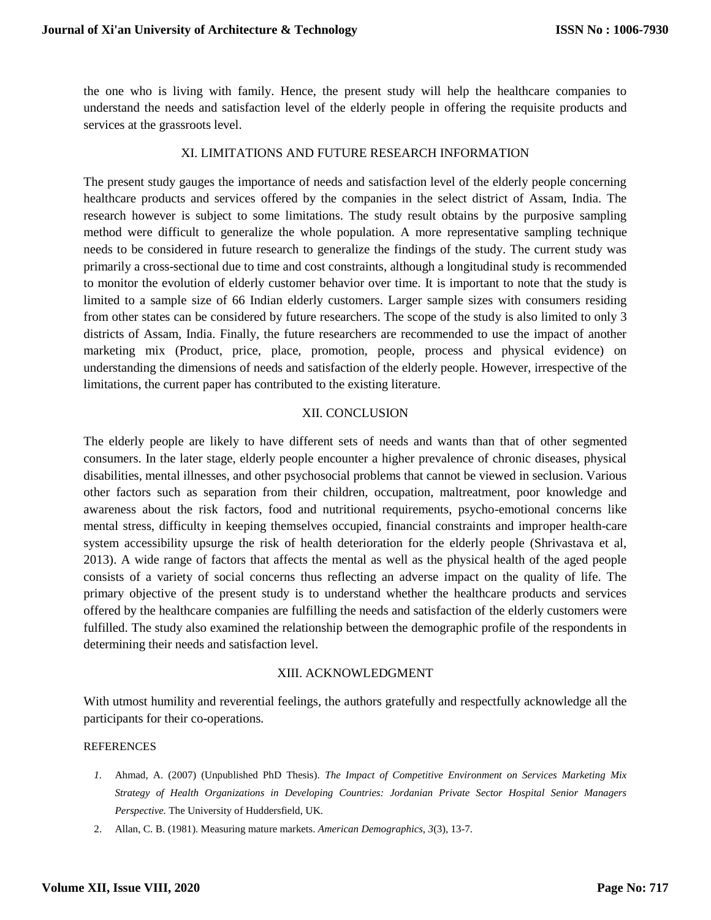the one who is living with family. Hence, the present study will help the healthcare companies to understand the needs and satisfaction level of the elderly people in offering the requisite products and services at the grassroots level.

## XI. LIMITATIONS AND FUTURE RESEARCH INFORMATION

The present study gauges the importance of needs and satisfaction level of the elderly people concerning healthcare products and services offered by the companies in the select district of Assam, India. The research however is subject to some limitations. The study result obtains by the purposive sampling method were difficult to generalize the whole population. A more representative sampling technique needs to be considered in future research to generalize the findings of the study. The current study was primarily a cross-sectional due to time and cost constraints, although a longitudinal study is recommended to monitor the evolution of elderly customer behavior over time. It is important to note that the study is limited to a sample size of 66 Indian elderly customers. Larger sample sizes with consumers residing from other states can be considered by future researchers. The scope of the study is also limited to only 3 districts of Assam, India. Finally, the future researchers are recommended to use the impact of another marketing mix (Product, price, place, promotion, people, process and physical evidence) on understanding the dimensions of needs and satisfaction of the elderly people. However, irrespective of the limitations, the current paper has contributed to the existing literature.

## XII. CONCLUSION

The elderly people are likely to have different sets of needs and wants than that of other segmented consumers. In the later stage, elderly people encounter a higher prevalence of chronic diseases, physical disabilities, mental illnesses, and other psychosocial problems that cannot be viewed in seclusion. Various other factors such as separation from their children, occupation, maltreatment, poor knowledge and awareness about the risk factors, food and nutritional requirements, psycho-emotional concerns like mental stress, difficulty in keeping themselves occupied, financial constraints and improper health-care system accessibility upsurge the risk of health deterioration for the elderly people (Shrivastava et al, 2013). A wide range of factors that affects the mental as well as the physical health of the aged people consists of a variety of social concerns thus reflecting an adverse impact on the quality of life. The primary objective of the present study is to understand whether the healthcare products and services offered by the healthcare companies are fulfilling the needs and satisfaction of the elderly customers were fulfilled. The study also examined the relationship between the demographic profile of the respondents in determining their needs and satisfaction level.

## XIII. ACKNOWLEDGMENT

With utmost humility and reverential feelings, the authors gratefully and respectfully acknowledge all the participants for their co-operations.

## REFERENCES

1. Ahmad, A. (2007) (Unpublished PhD Thesis). *The Impact of Competitive Environment on Services Marketing Mix Strategy of Health Organizations in Developing Countries: Jordanian Private Sector Hospital Senior Managers Perspective.* The University of Huddersfield, UK.
2. Allan, C. B. (1981). Measuring mature markets. *American Demographics, 3*(3), 13-7.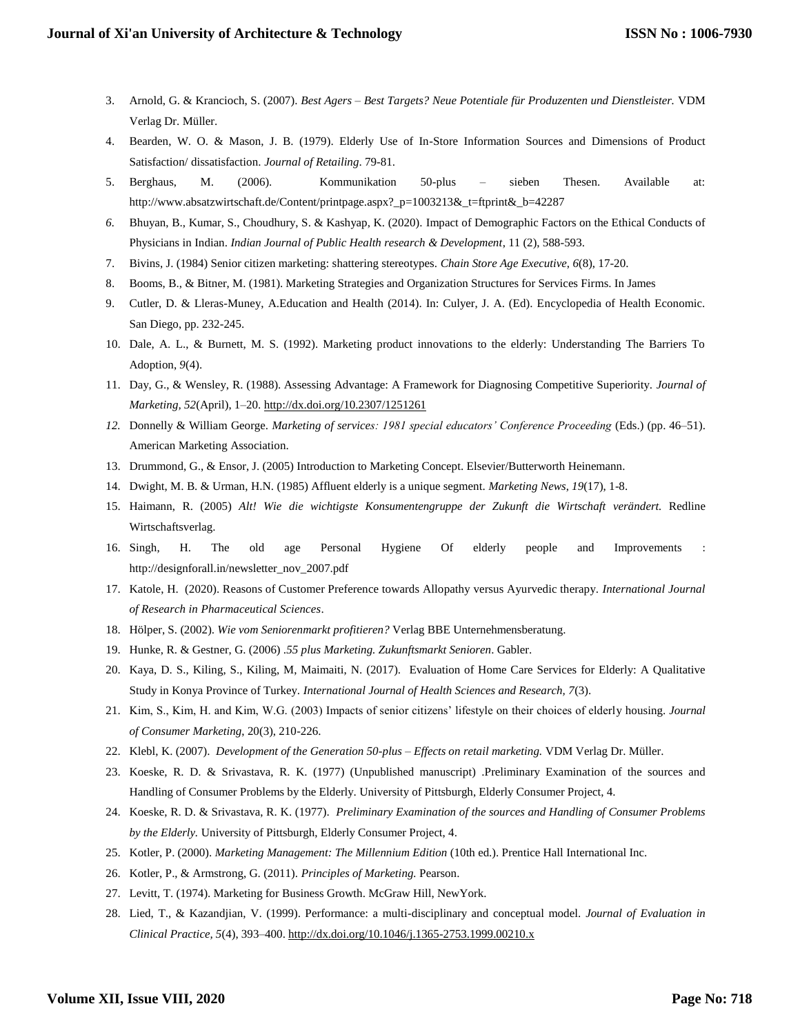3. Arnold, G. & Krancioch, S. (2007). *Best Agers – Best Targets? Neue Potentiale für Produzenten und Dienstleister.* VDM Verlag Dr. Müller.
4. Bearden, W. O. & Mason, J. B. (1979). Elderly Use of In-Store Information Sources and Dimensions of Product Satisfaction/ dissatisfaction. *Journal of Retailing*. 79-81.
5. Berghaus, M. (2006). Kommunikation 50-plus – sieben Thesen. Available at: http://www.absatzwirtschaft.de/Content/printpage.aspx?_p=1003213&_t=ftprint&_b=42287
6. Bhuyan, B., Kumar, S., Choudhury, S. & Kashyap, K. (2020). Impact of Demographic Factors on the Ethical Conducts of Physicians in Indian. *Indian Journal of Public Health research & Development*, 11 (2), 588-593.
7. Bivins, J. (1984) Senior citizen marketing: shattering stereotypes. *Chain Store Age Executive*, *6*(8), 17-20.
8. Booms, B., & Bitner, M. (1981). Marketing Strategies and Organization Structures for Services Firms. In James
9. Cutler, D. & Lleras-Muney, A.Education and Health (2014). In: Culyer, J. A. (Ed). Encyclopedia of Health Economic. San Diego, pp. 232-245.
10. Dale, A. L., & Burnett, M. S. (1992). Marketing product innovations to the elderly: Understanding The Barriers To Adoption, *9*(4).
11. Day, G., & Wensley, R. (1988). Assessing Advantage: A Framework for Diagnosing Competitive Superiority. *Journal of Marketing, 52*(April), 1–20. http://dx.doi.org/10.2307/1251261
12. Donnelly & William George. *Marketing of services: 1981 special educators' Conference Proceeding* (Eds.) (pp. 46–51). American Marketing Association.
13. Drummond, G., & Ensor, J. (2005) Introduction to Marketing Concept. Elsevier/Butterworth Heinemann.
14. Dwight, M. B. & Urman, H.N. (1985) Affluent elderly is a unique segment. *Marketing News*, *19*(17), 1-8.
15. Haimann, R. (2005) *Alt! Wie die wichtigste Konsumentengruppe der Zukunft die Wirtschaft verändert.* Redline Wirtschaftsverlag.
16. Singh, H. The old age Personal Hygiene Of elderly people and Improvements : http://designforall.in/newsletter_nov_2007.pdf
17. Katole, H. (2020). Reasons of Customer Preference towards Allopathy versus Ayurvedic therapy. *International Journal of Research in Pharmaceutical Sciences*.
18. Hölper, S. (2002). *Wie vom Seniorenmarkt profitieren?* Verlag BBE Unternehmensberatung.
19. Hunke, R. & Gestner, G. (2006) *.55 plus Marketing. Zukunftsmarkt Senioren*. Gabler.
20. Kaya, D. S., Kiling, S., Kiling, M, Maimaiti, N. (2017). Evaluation of Home Care Services for Elderly: A Qualitative Study in Konya Province of Turkey. *International Journal of Health Sciences and Research, 7*(3).
21. Kim, S., Kim, H. and Kim, W.G. (2003) Impacts of senior citizens' lifestyle on their choices of elderly housing. *Journal of Consumer Marketing*, 20(3), 210-226.
22. Klebl, K. (2007). *Development of the Generation 50-plus – Effects on retail marketing.* VDM Verlag Dr. Müller.
23. Koeske, R. D. & Srivastava, R. K. (1977) (Unpublished manuscript) .Preliminary Examination of the sources and Handling of Consumer Problems by the Elderly. University of Pittsburgh, Elderly Consumer Project, 4.
24. Koeske, R. D. & Srivastava, R. K. (1977). *Preliminary Examination of the sources and Handling of Consumer Problems by the Elderly.* University of Pittsburgh, Elderly Consumer Project, 4.
25. Kotler, P. (2000). *Marketing Management: The Millennium Edition* (10th ed.). Prentice Hall International Inc.
26. Kotler, P., & Armstrong, G. (2011). *Principles of Marketing.* Pearson.
27. Levitt, T. (1974). Marketing for Business Growth. McGraw Hill, NewYork.
28. Lied, T., & Kazandjian, V. (1999). Performance: a multi-disciplinary and conceptual model. *Journal of Evaluation in Clinical Practice, 5*(4), 393–400. http://dx.doi.org/10.1046/j.1365-2753.1999.00210.x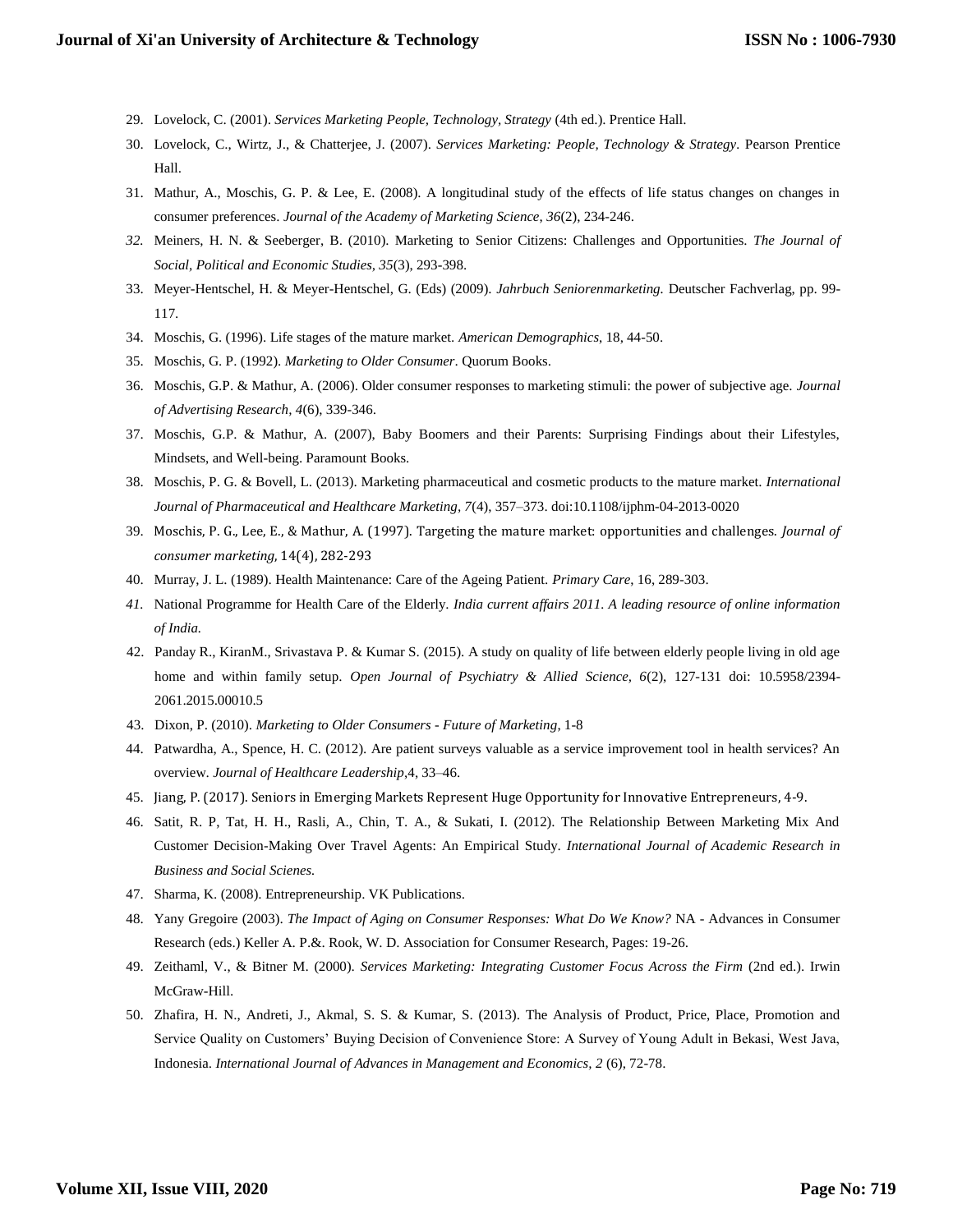29. Lovelock, C. (2001). *Services Marketing People, Technology, Strategy* (4th ed.). Prentice Hall.
30. Lovelock, C., Wirtz, J., & Chatterjee, J. (2007). *Services Marketing: People, Technology & Strategy*. Pearson Prentice Hall.
31. Mathur, A., Moschis, G. P. & Lee, E. (2008). A longitudinal study of the effects of life status changes on changes in consumer preferences. *Journal of the Academy of Marketing Science, 36*(2), 234-246.
32. Meiners, H. N. & Seeberger, B. (2010). Marketing to Senior Citizens: Challenges and Opportunities. *The Journal of Social, Political and Economic Studies, 35*(3), 293-398.
33. Meyer-Hentschel, H. & Meyer-Hentschel, G. (Eds) (2009). *Jahrbuch Seniorenmarketing*. Deutscher Fachverlag, pp. 99-117.
34. Moschis, G. (1996). Life stages of the mature market. *American Demographics*, 18, 44-50.
35. Moschis, G. P. (1992). *Marketing to Older Consumer*. Quorum Books.
36. Moschis, G.P. & Mathur, A. (2006). Older consumer responses to marketing stimuli: the power of subjective age. *Journal of Advertising Research, 4*(6), 339-346.
37. Moschis, G.P. & Mathur, A. (2007), Baby Boomers and their Parents: Surprising Findings about their Lifestyles, Mindsets, and Well-being. Paramount Books.
38. Moschis, P. G. & Bovell, L. (2013). Marketing pharmaceutical and cosmetic products to the mature market. *International Journal of Pharmaceutical and Healthcare Marketing, 7*(4), 357–373. doi:10.1108/ijphm-04-2013-0020
39. Moschis, P. G., Lee, E., & Mathur, A. (1997). Targeting the mature market: opportunities and challenges. *Journal of consumer marketing,* 14(4), 282-293
40. Murray, J. L. (1989). Health Maintenance: Care of the Ageing Patient. *Primary Care*, 16, 289-303.
41. National Programme for Health Care of the Elderly. *India current affairs 2011. A leading resource of online information of India.*
42. Panday R., KiranM., Srivastava P. & Kumar S. (2015). A study on quality of life between elderly people living in old age home and within family setup. *Open Journal of Psychiatry & Allied Science, 6*(2), 127-131 doi: 10.5958/2394-2061.2015.00010.5
43. Dixon, P. (2010). *Marketing to Older Consumers - Future of Marketing*, 1-8
44. Patwardha, A., Spence, H. C. (2012). Are patient surveys valuable as a service improvement tool in health services? An overview. *Journal of Healthcare Leadership*,4, 33–46.
45. Jiang, P. (2017). Seniors in Emerging Markets Represent Huge Opportunity for Innovative Entrepreneurs, 4-9.
46. Satit, R. P, Tat, H. H., Rasli, A., Chin, T. A., & Sukati, I. (2012). The Relationship Between Marketing Mix And Customer Decision-Making Over Travel Agents: An Empirical Study. *International Journal of Academic Research in Business and Social Scienes.*
47. Sharma, K. (2008). Entrepreneurship. VK Publications.
48. Yany Gregoire (2003). *The Impact of Aging on Consumer Responses: What Do We Know?* NA - Advances in Consumer Research (eds.) Keller A. P.&. Rook, W. D. Association for Consumer Research, Pages: 19-26.
49. Zeithaml, V., & Bitner M. (2000). *Services Marketing: Integrating Customer Focus Across the Firm* (2nd ed.). Irwin McGraw-Hill.
50. Zhafira, H. N., Andreti, J., Akmal, S. S. & Kumar, S. (2013). The Analysis of Product, Price, Place, Promotion and Service Quality on Customers' Buying Decision of Convenience Store: A Survey of Young Adult in Bekasi, West Java, Indonesia. *International Journal of Advances in Management and Economics, 2* (6), 72-78.